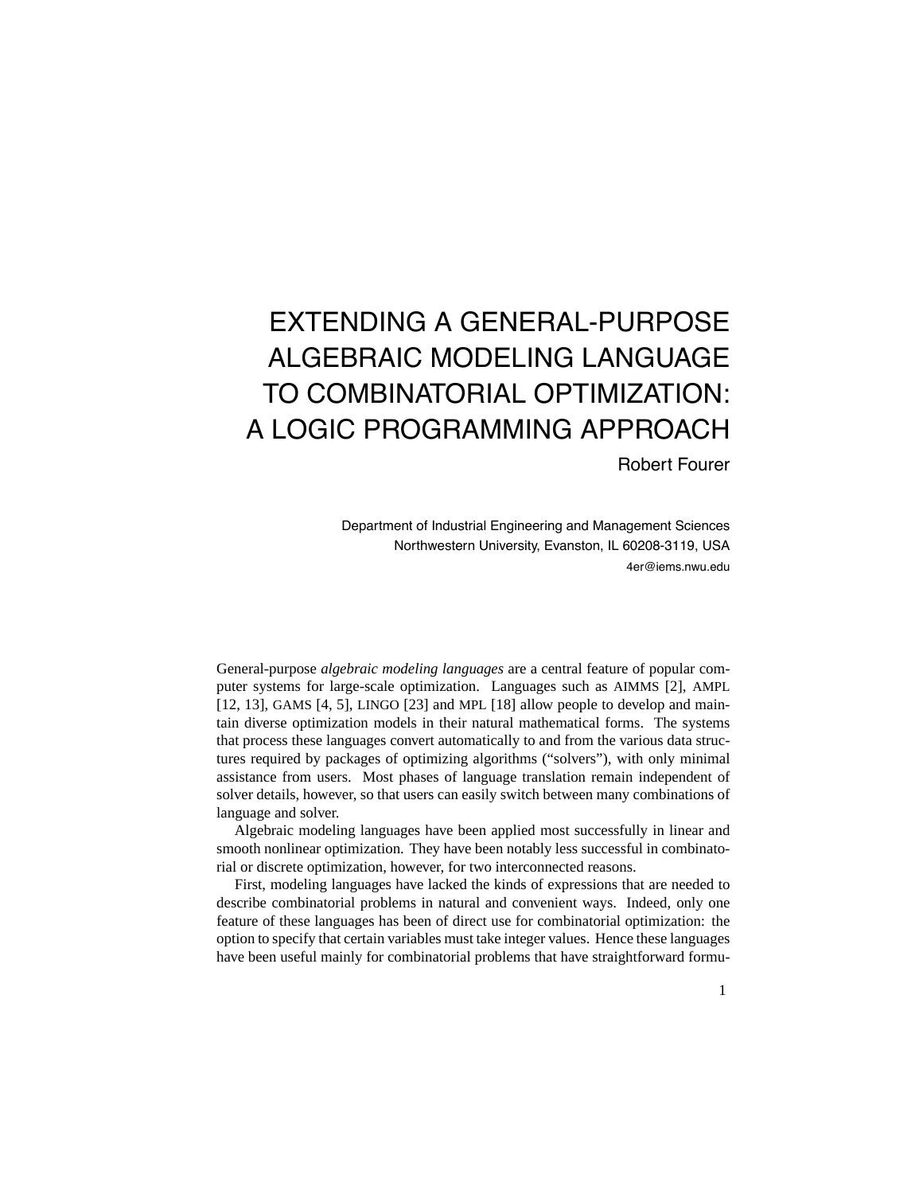# EXTENDING A GENERAL-PURPOSE ALGEBRAIC MODELING LANGUAGE TO COMBINATORIAL OPTIMIZATION: A LOGIC PROGRAMMING APPROACH

Robert Fourer

Department of Industrial Engineering and Management Sciences
Northwestern University, Evanston, IL 60208-3119, USA
4er@iems.nwu.edu

General-purpose *algebraic modeling languages* are a central feature of popular computer systems for large-scale optimization. Languages such as AIMMS [2], AMPL [12, 13], GAMS [4, 5], LINGO [23] and MPL [18] allow people to develop and maintain diverse optimization models in their natural mathematical forms. The systems that process these languages convert automatically to and from the various data structures required by packages of optimizing algorithms ("solvers"), with only minimal assistance from users. Most phases of language translation remain independent of solver details, however, so that users can easily switch between many combinations of language and solver.

Algebraic modeling languages have been applied most successfully in linear and smooth nonlinear optimization. They have been notably less successful in combinatorial or discrete optimization, however, for two interconnected reasons.

First, modeling languages have lacked the kinds of expressions that are needed to describe combinatorial problems in natural and convenient ways. Indeed, only one feature of these languages has been of direct use for combinatorial optimization: the option to specify that certain variables must take integer values. Hence these languages have been useful mainly for combinatorial problems that have straightforward formu-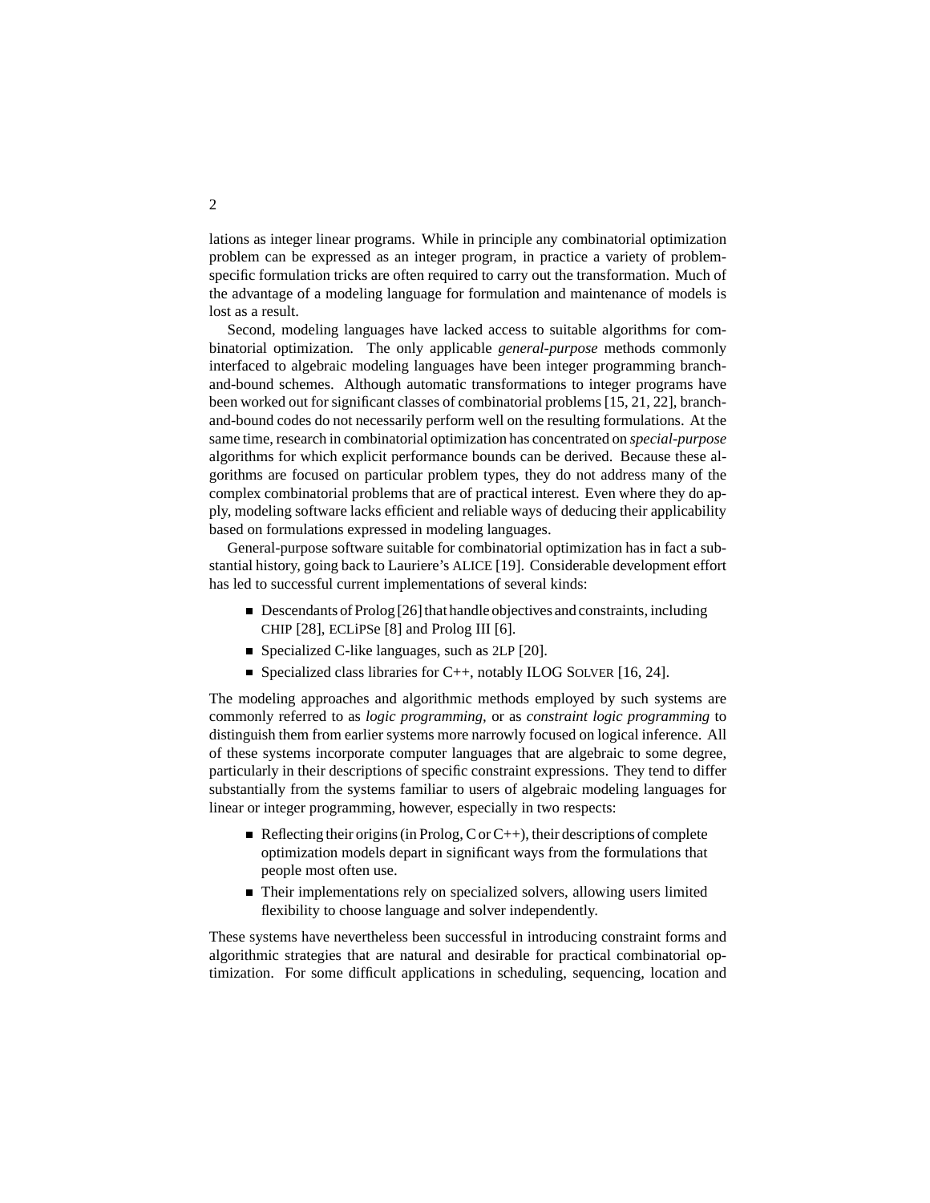lations as integer linear programs. While in principle any combinatorial optimization problem can be expressed as an integer program, in practice a variety of problem-specific formulation tricks are often required to carry out the transformation. Much of the advantage of a modeling language for formulation and maintenance of models is lost as a result.

Second, modeling languages have lacked access to suitable algorithms for combinatorial optimization. The only applicable *general-purpose* methods commonly interfaced to algebraic modeling languages have been integer programming branch-and-bound schemes. Although automatic transformations to integer programs have been worked out for significant classes of combinatorial problems [15, 21, 22], branch-and-bound codes do not necessarily perform well on the resulting formulations. At the same time, research in combinatorial optimization has concentrated on *special-purpose* algorithms for which explicit performance bounds can be derived. Because these algorithms are focused on particular problem types, they do not address many of the complex combinatorial problems that are of practical interest. Even where they do apply, modeling software lacks efficient and reliable ways of deducing their applicability based on formulations expressed in modeling languages.

General-purpose software suitable for combinatorial optimization has in fact a substantial history, going back to Lauriere's ALICE [19]. Considerable development effort has led to successful current implementations of several kinds:

- Descendants of Prolog [26] that handle objectives and constraints, including CHIP [28], ECLiPSe [8] and Prolog III [6].
- Specialized C-like languages, such as 2LP [20].
- Specialized class libraries for C++, notably ILOG SOLVER [16, 24].

The modeling approaches and algorithmic methods employed by such systems are commonly referred to as *logic programming*, or as *constraint logic programming* to distinguish them from earlier systems more narrowly focused on logical inference. All of these systems incorporate computer languages that are algebraic to some degree, particularly in their descriptions of specific constraint expressions. They tend to differ substantially from the systems familiar to users of algebraic modeling languages for linear or integer programming, however, especially in two respects:

- Reflecting their origins (in Prolog, C or C++), their descriptions of complete optimization models depart in significant ways from the formulations that people most often use.
- Their implementations rely on specialized solvers, allowing users limited flexibility to choose language and solver independently.

These systems have nevertheless been successful in introducing constraint forms and algorithmic strategies that are natural and desirable for practical combinatorial optimization. For some difficult applications in scheduling, sequencing, location and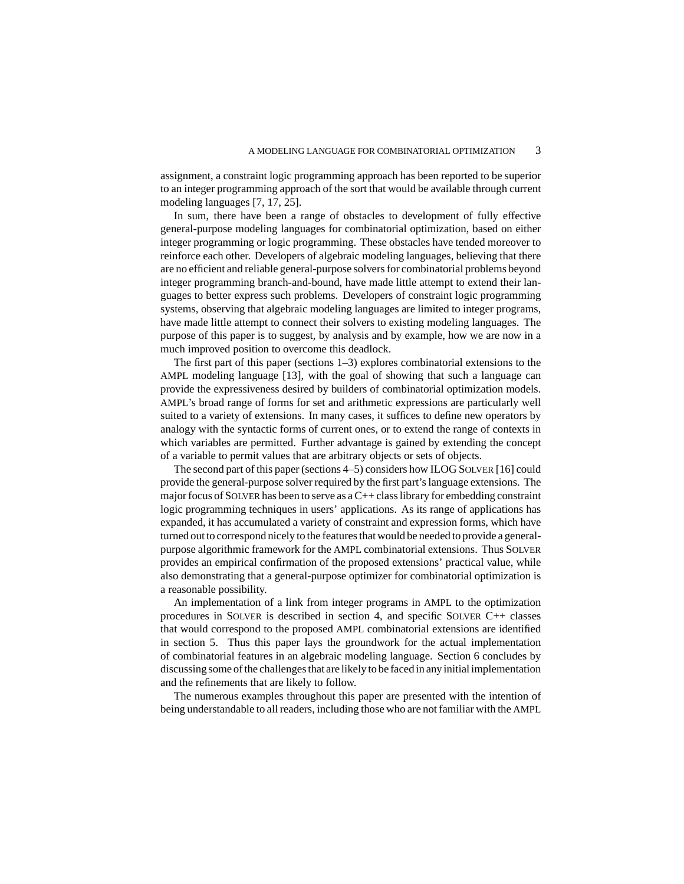assignment, a constraint logic programming approach has been reported to be superior to an integer programming approach of the sort that would be available through current modeling languages [7, 17, 25].

In sum, there have been a range of obstacles to development of fully effective general-purpose modeling languages for combinatorial optimization, based on either integer programming or logic programming. These obstacles have tended moreover to reinforce each other. Developers of algebraic modeling languages, believing that there are no efficient and reliable general-purpose solvers for combinatorial problems beyond integer programming branch-and-bound, have made little attempt to extend their languages to better express such problems. Developers of constraint logic programming systems, observing that algebraic modeling languages are limited to integer programs, have made little attempt to connect their solvers to existing modeling languages. The purpose of this paper is to suggest, by analysis and by example, how we are now in a much improved position to overcome this deadlock.

The first part of this paper (sections 1–3) explores combinatorial extensions to the AMPL modeling language [13], with the goal of showing that such a language can provide the expressiveness desired by builders of combinatorial optimization models. AMPL's broad range of forms for set and arithmetic expressions are particularly well suited to a variety of extensions. In many cases, it suffices to define new operators by analogy with the syntactic forms of current ones, or to extend the range of contexts in which variables are permitted. Further advantage is gained by extending the concept of a variable to permit values that are arbitrary objects or sets of objects.

The second part of this paper (sections 4–5) considers how ILOG SOLVER [16] could provide the general-purpose solver required by the first part's language extensions. The major focus of SOLVER has been to serve as a C++ class library for embedding constraint logic programming techniques in users' applications. As its range of applications has expanded, it has accumulated a variety of constraint and expression forms, which have turned out to correspond nicely to the features that would be needed to provide a general-purpose algorithmic framework for the AMPL combinatorial extensions. Thus SOLVER provides an empirical confirmation of the proposed extensions' practical value, while also demonstrating that a general-purpose optimizer for combinatorial optimization is a reasonable possibility.

An implementation of a link from integer programs in AMPL to the optimization procedures in SOLVER is described in section 4, and specific SOLVER C++ classes that would correspond to the proposed AMPL combinatorial extensions are identified in section 5. Thus this paper lays the groundwork for the actual implementation of combinatorial features in an algebraic modeling language. Section 6 concludes by discussing some of the challenges that are likely to be faced in any initial implementation and the refinements that are likely to follow.

The numerous examples throughout this paper are presented with the intention of being understandable to all readers, including those who are not familiar with the AMPL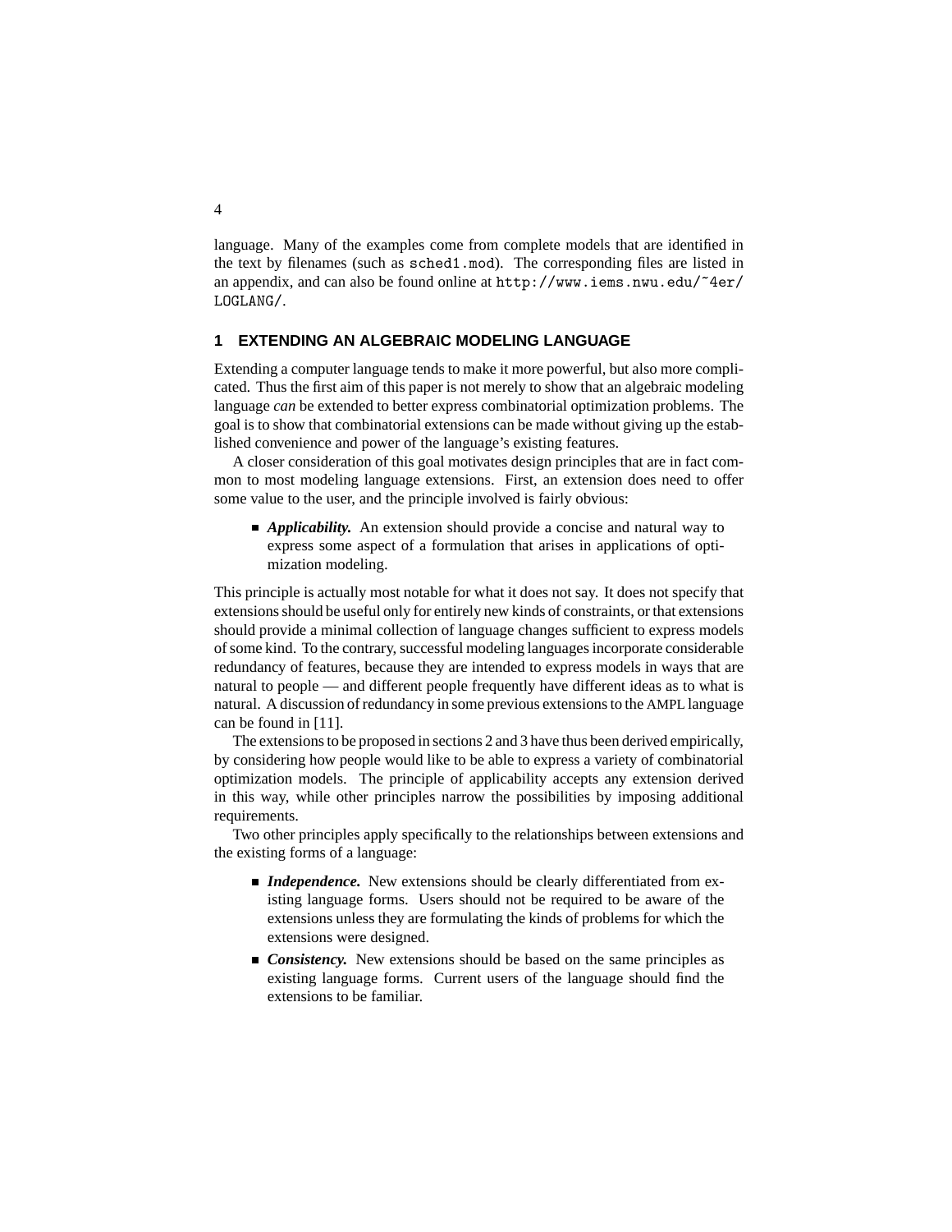language. Many of the examples come from complete models that are identified in the text by filenames (such as `sched1.mod`). The corresponding files are listed in an appendix, and can also be found online at `http://www.iems.nwu.edu/~4er/LOGLANG/`.

## 1 EXTENDING AN ALGEBRAIC MODELING LANGUAGE

Extending a computer language tends to make it more powerful, but also more complicated. Thus the first aim of this paper is not merely to show that an algebraic modeling language *can* be extended to better express combinatorial optimization problems. The goal is to show that combinatorial extensions can be made without giving up the established convenience and power of the language's existing features.

A closer consideration of this goal motivates design principles that are in fact common to most modeling language extensions. First, an extension does need to offer some value to the user, and the principle involved is fairly obvious:

- ***Applicability.*** An extension should provide a concise and natural way to express some aspect of a formulation that arises in applications of optimization modeling.

This principle is actually most notable for what it does not say. It does not specify that extensions should be useful only for entirely new kinds of constraints, or that extensions should provide a minimal collection of language changes sufficient to express models of some kind. To the contrary, successful modeling languages incorporate considerable redundancy of features, because they are intended to express models in ways that are natural to people — and different people frequently have different ideas as to what is natural. A discussion of redundancy in some previous extensions to the AMPL language can be found in [11].

The extensions to be proposed in sections 2 and 3 have thus been derived empirically, by considering how people would like to be able to express a variety of combinatorial optimization models. The principle of applicability accepts any extension derived in this way, while other principles narrow the possibilities by imposing additional requirements.

Two other principles apply specifically to the relationships between extensions and the existing forms of a language:

- ***Independence.*** New extensions should be clearly differentiated from existing language forms. Users should not be required to be aware of the extensions unless they are formulating the kinds of problems for which the extensions were designed.
- ***Consistency.*** New extensions should be based on the same principles as existing language forms. Current users of the language should find the extensions to be familiar.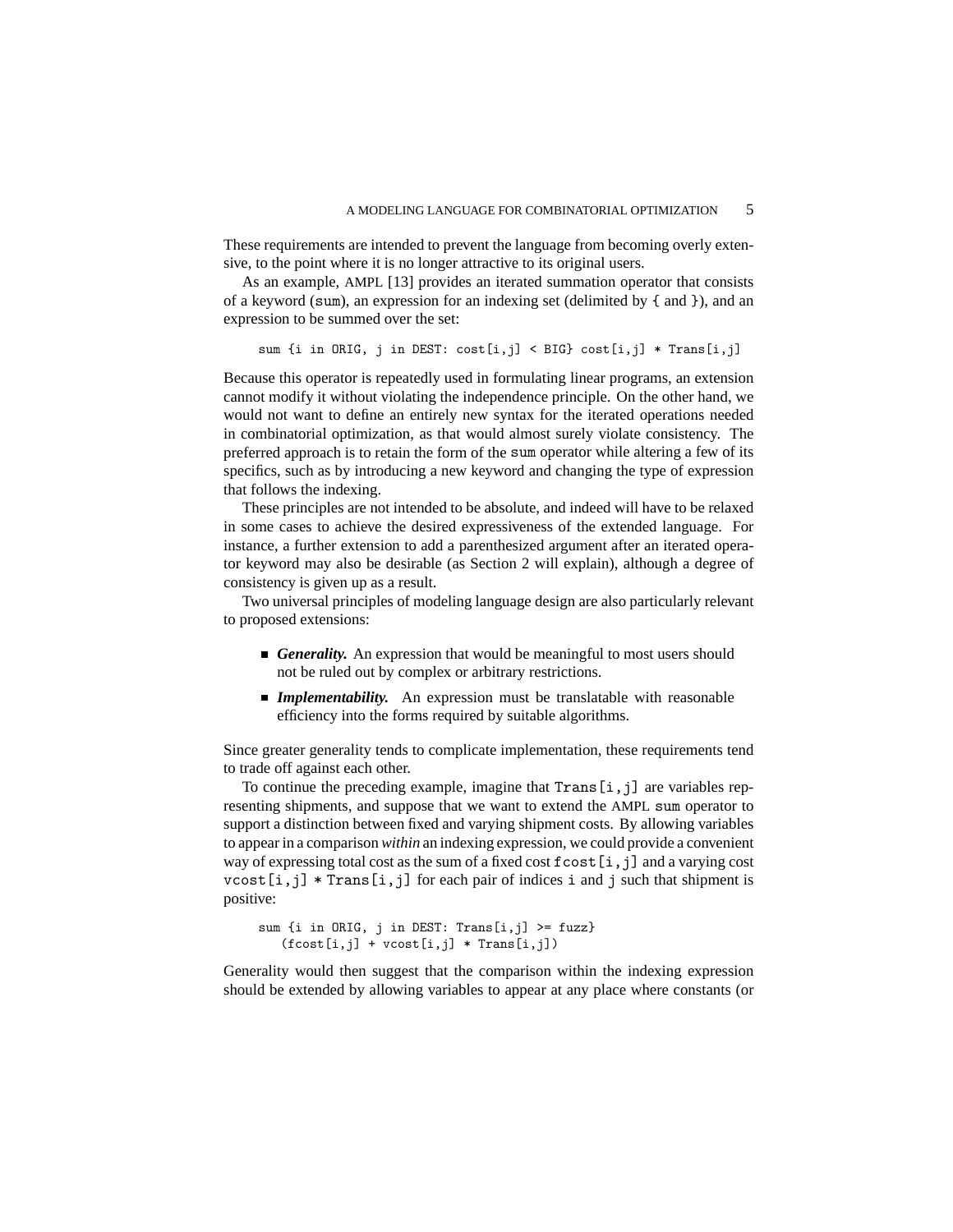These requirements are intended to prevent the language from becoming overly extensive, to the point where it is no longer attractive to its original users.

As an example, AMPL [13] provides an iterated summation operator that consists of a keyword (`sum`), an expression for an indexing set (delimited by `{` and `}`), and an expression to be summed over the set:

```
sum {i in ORIG, j in DEST: cost[i,j] < BIG} cost[i,j] * Trans[i,j]
```

Because this operator is repeatedly used in formulating linear programs, an extension cannot modify it without violating the independence principle. On the other hand, we would not want to define an entirely new syntax for the iterated operations needed in combinatorial optimization, as that would almost surely violate consistency. The preferred approach is to retain the form of the `sum` operator while altering a few of its specifics, such as by introducing a new keyword and changing the type of expression that follows the indexing.

These principles are not intended to be absolute, and indeed will have to be relaxed in some cases to achieve the desired expressiveness of the extended language. For instance, a further extension to add a parenthesized argument after an iterated operator keyword may also be desirable (as Section 2 will explain), although a degree of consistency is given up as a result.

Two universal principles of modeling language design are also particularly relevant to proposed extensions:

- ***Generality.*** An expression that would be meaningful to most users should not be ruled out by complex or arbitrary restrictions.
- ***Implementability.*** An expression must be translatable with reasonable efficiency into the forms required by suitable algorithms.

Since greater generality tends to complicate implementation, these requirements tend to trade off against each other.

To continue the preceding example, imagine that `Trans[i,j]` are variables representing shipments, and suppose that we want to extend the AMPL `sum` operator to support a distinction between fixed and varying shipment costs. By allowing variables to appear in a comparison *within* an indexing expression, we could provide a convenient way of expressing total cost as the sum of a fixed cost `fcost[i,j]` and a varying cost `vcost[i,j] * Trans[i,j]` for each pair of indices `i` and `j` such that shipment is positive:

```
sum {i in ORIG, j in DEST: Trans[i,j] >= fuzz}
   (fcost[i,j] + vcost[i,j] * Trans[i,j])
```

Generality would then suggest that the comparison within the indexing expression should be extended by allowing variables to appear at any place where constants (or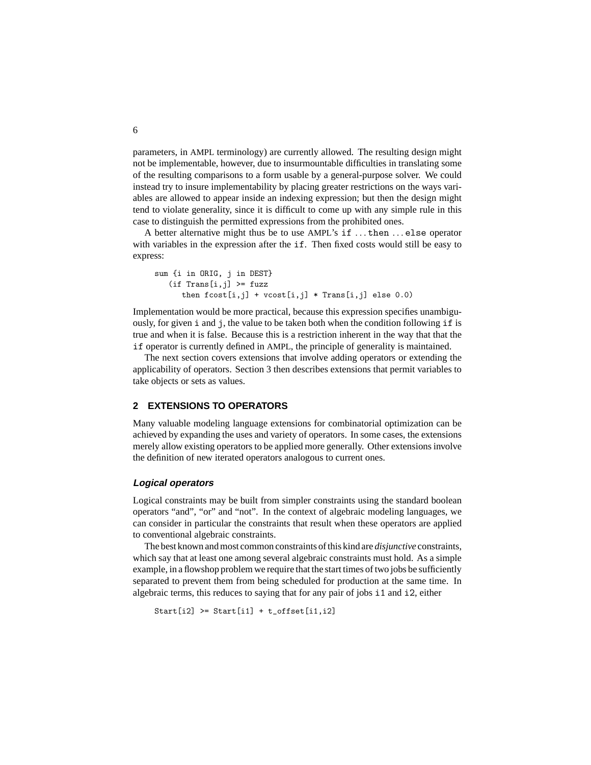parameters, in AMPL terminology) are currently allowed. The resulting design might not be implementable, however, due to insurmountable difficulties in translating some of the resulting comparisons to a form usable by a general-purpose solver. We could instead try to insure implementability by placing greater restrictions on the ways variables are allowed to appear inside an indexing expression; but then the design might tend to violate generality, since it is difficult to come up with any simple rule in this case to distinguish the permitted expressions from the prohibited ones.

A better alternative might thus be to use AMPL's `if` ... `then` ... `else` operator with variables in the expression after the `if`. Then fixed costs would still be easy to express:

```
sum {i in ORIG, j in DEST}
   (if Trans[i,j] >= fuzz
      then fcost[i,j] + vcost[i,j] * Trans[i,j] else 0.0)
```

Implementation would be more practical, because this expression specifies unambiguously, for given `i` and `j`, the value to be taken both when the condition following `if` is true and when it is false. Because this is a restriction inherent in the way that that the `if` operator is currently defined in AMPL, the principle of generality is maintained.

The next section covers extensions that involve adding operators or extending the applicability of operators. Section 3 then describes extensions that permit variables to take objects or sets as values.

## 2 EXTENSIONS TO OPERATORS

Many valuable modeling language extensions for combinatorial optimization can be achieved by expanding the uses and variety of operators. In some cases, the extensions merely allow existing operators to be applied more generally. Other extensions involve the definition of new iterated operators analogous to current ones.

### *Logical operators*

Logical constraints may be built from simpler constraints using the standard boolean operators "and", "or" and "not". In the context of algebraic modeling languages, we can consider in particular the constraints that result when these operators are applied to conventional algebraic constraints.

The best known and most common constraints of this kind are *disjunctive* constraints, which say that at least one among several algebraic constraints must hold. As a simple example, in a flowshop problem we require that the start times of two jobs be sufficiently separated to prevent them from being scheduled for production at the same time. In algebraic terms, this reduces to saying that for any pair of jobs `i1` and `i2`, either

```
Start[i2] >= Start[i1] + t_offset[i1,i2]
```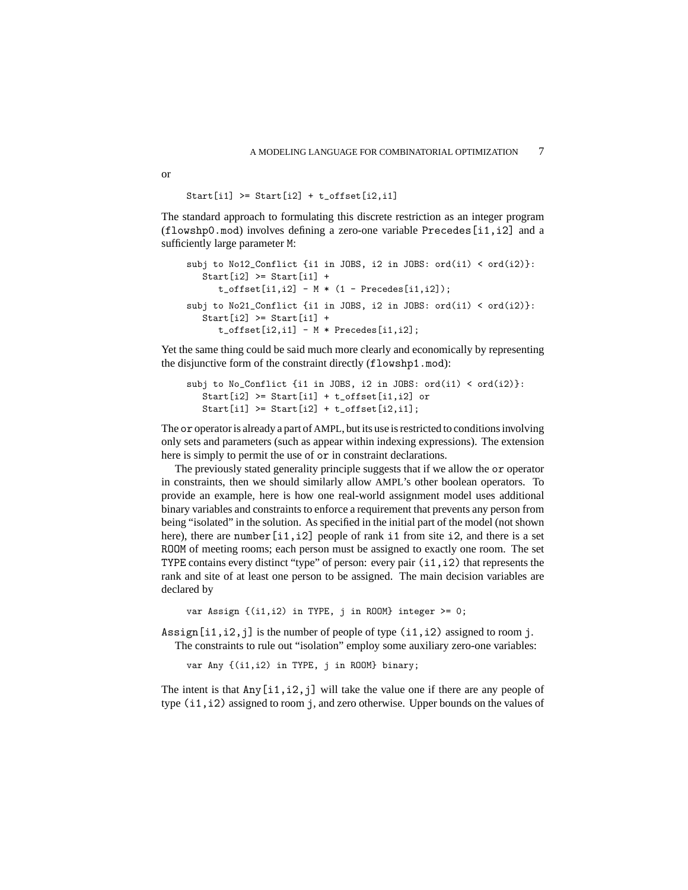or

```
Start[i1] >= Start[i2] + t_offset[i2,i1]
```

The standard approach to formulating this discrete restriction as an integer program (flowshp0.mod) involves defining a zero-one variable Precedes[i1,i2] and a sufficiently large parameter M:

```
subj to No12_Conflict {i1 in JOBS, i2 in JOBS: ord(i1) < ord(i2)}:
   Start[i2] >= Start[i1] +
      t_offset[i1,i2] - M * (1 - Precedes[i1,i2]);

subj to No21_Conflict {i1 in JOBS, i2 in JOBS: ord(i1) < ord(i2)}:
   Start[i2] >= Start[i1] +
      t_offset[i2,i1] - M * Precedes[i1,i2];
```

Yet the same thing could be said much more clearly and economically by representing the disjunctive form of the constraint directly (flowshp1.mod):

```
subj to No_Conflict {i1 in JOBS, i2 in JOBS: ord(i1) < ord(i2)}:
   Start[i2] >= Start[i1] + t_offset[i1,i2] or
   Start[i1] >= Start[i2] + t_offset[i2,i1];
```

The or operator is already a part of AMPL, but its use is restricted to conditions involving only sets and parameters (such as appear within indexing expressions). The extension here is simply to permit the use of or in constraint declarations.

The previously stated generality principle suggests that if we allow the or operator in constraints, then we should similarly allow AMPL's other boolean operators. To provide an example, here is how one real-world assignment model uses additional binary variables and constraints to enforce a requirement that prevents any person from being "isolated" in the solution. As specified in the initial part of the model (not shown here), there are number[i1,i2] people of rank i1 from site i2, and there is a set ROOM of meeting rooms; each person must be assigned to exactly one room. The set TYPE contains every distinct "type" of person: every pair (i1,i2) that represents the rank and site of at least one person to be assigned. The main decision variables are declared by

```
var Assign {(i1,i2) in TYPE, j in ROOM} integer >= 0;
```

Assign[i1,i2,j] is the number of people of type (i1,i2) assigned to room j.

The constraints to rule out "isolation" employ some auxiliary zero-one variables:

```
var Any {(i1,i2) in TYPE, j in ROOM} binary;
```

The intent is that Any[i1,i2,j] will take the value one if there are any people of type (i1,i2) assigned to room j, and zero otherwise. Upper bounds on the values of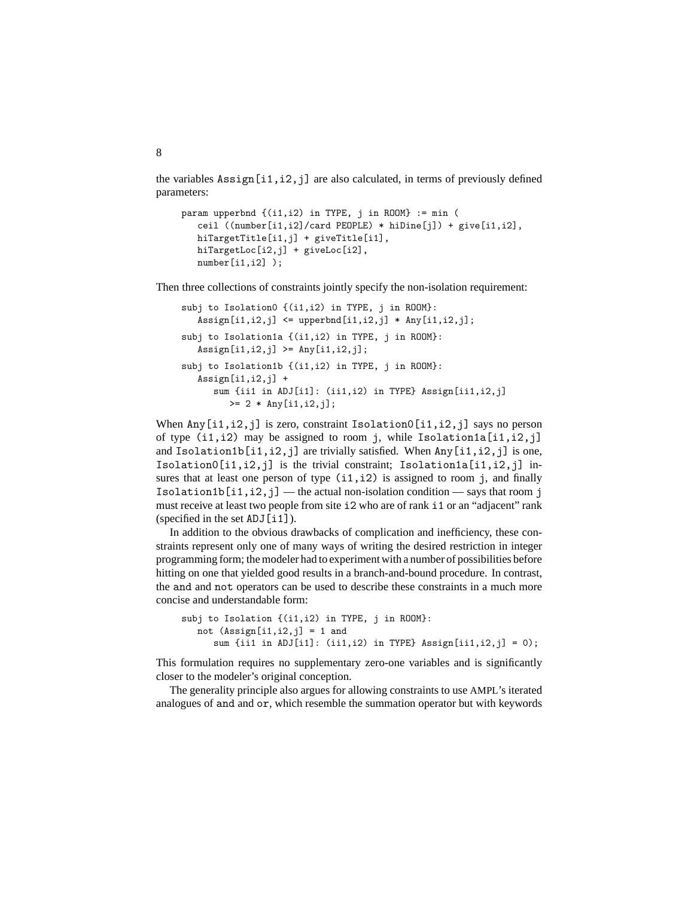the variables Assign[i1,i2,j] are also calculated, in terms of previously defined parameters:

```
param upperbnd {(i1,i2) in TYPE, j in ROOM} := min (
   ceil ((number[i1,i2]/card PEOPLE) * hiDine[j]) + give[i1,i2],
   hiTargetTitle[i1,j] + giveTitle[i1],
   hiTargetLoc[i2,j] + giveLoc[i2],
   number[i1,i2] );
```

Then three collections of constraints jointly specify the non-isolation requirement:

```
subj to Isolation0 {(i1,i2) in TYPE, j in ROOM}:
   Assign[i1,i2,j] <= upperbnd[i1,i2,j] * Any[i1,i2,j];

subj to Isolation1a {(i1,i2) in TYPE, j in ROOM}:
   Assign[i1,i2,j] >= Any[i1,i2,j];

subj to Isolation1b {(i1,i2) in TYPE, j in ROOM}:
   Assign[i1,i2,j] +
      sum {ii1 in ADJ[i1]: (ii1,i2) in TYPE} Assign[ii1,i2,j]
         >= 2 * Any[i1,i2,j];
```

When Any[i1,i2,j] is zero, constraint Isolation0[i1,i2,j] says no person of type (i1,i2) may be assigned to room j, while Isolation1a[i1,i2,j] and Isolation1b[i1,i2,j] are trivially satisfied. When Any[i1,i2,j] is one, Isolation0[i1,i2,j] is the trivial constraint; Isolation1a[i1,i2,j] insures that at least one person of type (i1,i2) is assigned to room j, and finally Isolation1b[i1,i2,j] — the actual non-isolation condition — says that room j must receive at least two people from site i2 who are of rank i1 or an "adjacent" rank (specified in the set ADJ[i1]).

In addition to the obvious drawbacks of complication and inefficiency, these constraints represent only one of many ways of writing the desired restriction in integer programming form; the modeler had to experiment with a number of possibilities before hitting on one that yielded good results in a branch-and-bound procedure. In contrast, the and and not operators can be used to describe these constraints in a much more concise and understandable form:

```
subj to Isolation {(i1,i2) in TYPE, j in ROOM}:
   not (Assign[i1,i2,j] = 1 and
      sum {ii1 in ADJ[i1]: (ii1,i2) in TYPE} Assign[ii1,i2,j] = 0);
```

This formulation requires no supplementary zero-one variables and is significantly closer to the modeler's original conception.

The generality principle also argues for allowing constraints to use AMPL's iterated analogues of and and or, which resemble the summation operator but with keywords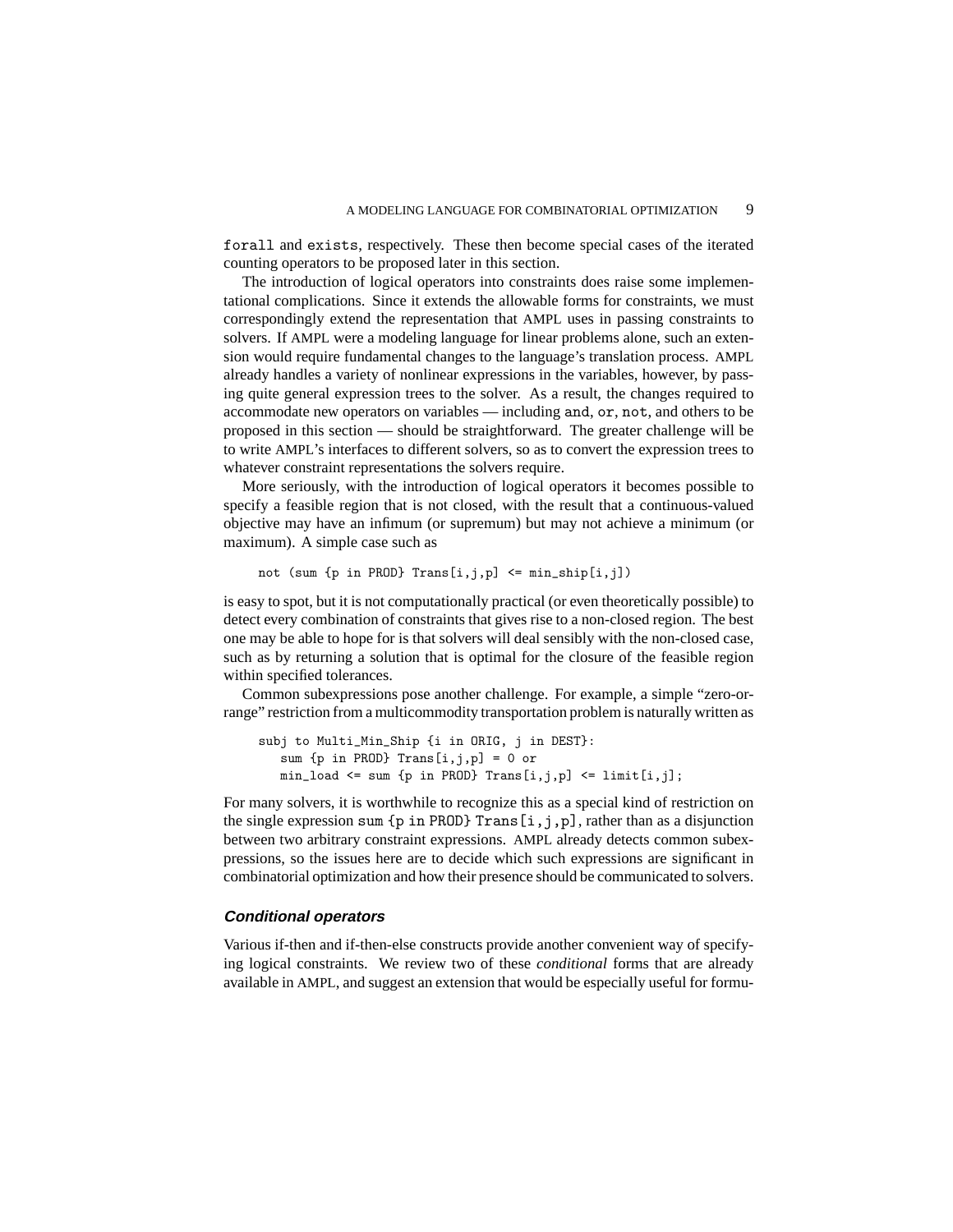`forall` and `exists`, respectively. These then become special cases of the iterated counting operators to be proposed later in this section.

The introduction of logical operators into constraints does raise some implementational complications. Since it extends the allowable forms for constraints, we must correspondingly extend the representation that AMPL uses in passing constraints to solvers. If AMPL were a modeling language for linear problems alone, such an extension would require fundamental changes to the language's translation process. AMPL already handles a variety of nonlinear expressions in the variables, however, by passing quite general expression trees to the solver. As a result, the changes required to accommodate new operators on variables — including `and`, `or`, `not`, and others to be proposed in this section — should be straightforward. The greater challenge will be to write AMPL's interfaces to different solvers, so as to convert the expression trees to whatever constraint representations the solvers require.

More seriously, with the introduction of logical operators it becomes possible to specify a feasible region that is not closed, with the result that a continuous-valued objective may have an infimum (or supremum) but may not achieve a minimum (or maximum). A simple case such as

```
not (sum {p in PROD} Trans[i,j,p] <= min_ship[i,j])
```

is easy to spot, but it is not computationally practical (or even theoretically possible) to detect every combination of constraints that gives rise to a non-closed region. The best one may be able to hope for is that solvers will deal sensibly with the non-closed case, such as by returning a solution that is optimal for the closure of the feasible region within specified tolerances.

Common subexpressions pose another challenge. For example, a simple "zero-or-range" restriction from a multicommodity transportation problem is naturally written as

```
subj to Multi_Min_Ship {i in ORIG, j in DEST}:
   sum {p in PROD} Trans[i,j,p] = 0 or
   min_load <= sum {p in PROD} Trans[i,j,p] <= limit[i,j];
```

For many solvers, it is worthwhile to recognize this as a special kind of restriction on the single expression `sum {p in PROD} Trans[i,j,p]`, rather than as a disjunction between two arbitrary constraint expressions. AMPL already detects common subexpressions, so the issues here are to decide which such expressions are significant in combinatorial optimization and how their presence should be communicated to solvers.

### *Conditional operators*

Various if-then and if-then-else constructs provide another convenient way of specifying logical constraints. We review two of these *conditional* forms that are already available in AMPL, and suggest an extension that would be especially useful for formu-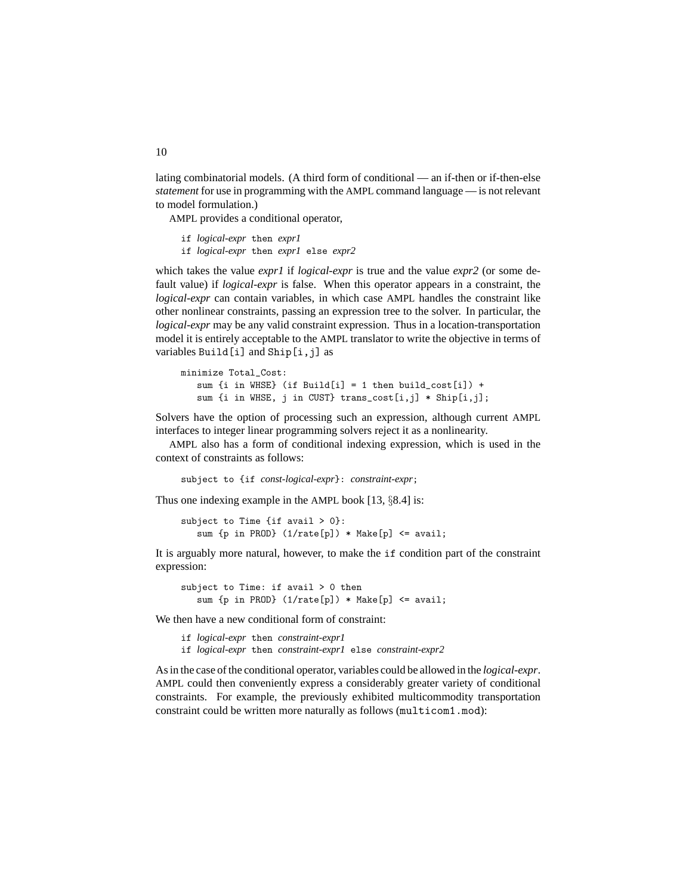lating combinatorial models. (A third form of conditional — an if-then or if-then-else *statement* for use in programming with the AMPL command language — is not relevant to model formulation.)

AMPL provides a conditional operator,

```
if logical-expr then expr1
if logical-expr then expr1 else expr2
```

which takes the value *expr1* if *logical-expr* is true and the value *expr2* (or some default value) if *logical-expr* is false. When this operator appears in a constraint, the *logical-expr* can contain variables, in which case AMPL handles the constraint like other nonlinear constraints, passing an expression tree to the solver. In particular, the *logical-expr* may be any valid constraint expression. Thus in a location-transportation model it is entirely acceptable to the AMPL translator to write the objective in terms of variables `Build[i]` and `Ship[i,j]` as

```
minimize Total_Cost:
   sum {i in WHSE} (if Build[i] = 1 then build_cost[i]) +
   sum {i in WHSE, j in CUST} trans_cost[i,j] * Ship[i,j];
```

Solvers have the option of processing such an expression, although current AMPL interfaces to integer linear programming solvers reject it as a nonlinearity.

AMPL also has a form of conditional indexing expression, which is used in the context of constraints as follows:

```
subject to {if const-logical-expr}: constraint-expr;
```

Thus one indexing example in the AMPL book [13, §8.4] is:

```
subject to Time {if avail > 0}:
   sum {p in PROD} (1/rate[p]) * Make[p] <= avail;
```

It is arguably more natural, however, to make the `if` condition part of the constraint expression:

```
subject to Time: if avail > 0 then
   sum {p in PROD} (1/rate[p]) * Make[p] <= avail;
```

We then have a new conditional form of constraint:

```
if logical-expr then constraint-expr1
if logical-expr then constraint-expr1 else constraint-expr2
```

As in the case of the conditional operator, variables could be allowed in the *logical-expr*. AMPL could then conveniently express a considerably greater variety of conditional constraints. For example, the previously exhibited multicommodity transportation constraint could be written more naturally as follows (`multicom1.mod`):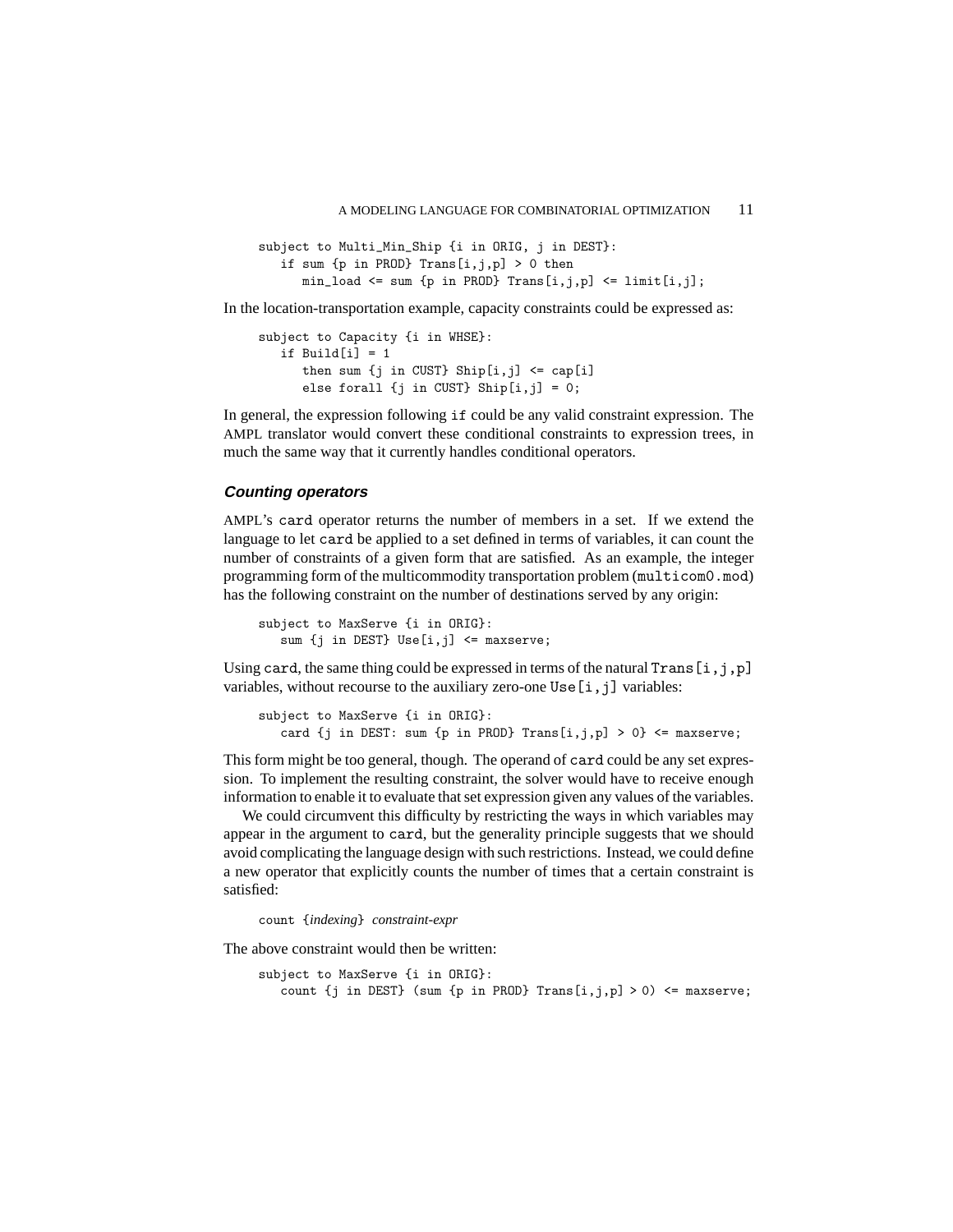```
subject to Multi_Min_Ship {i in ORIG, j in DEST}:
   if sum {p in PROD} Trans[i,j,p] > 0 then
      min_load <= sum {p in PROD} Trans[i,j,p] <= limit[i,j];
```

In the location-transportation example, capacity constraints could be expressed as:

```
subject to Capacity {i in WHSE}:
   if Build[i] = 1
      then sum {j in CUST} Ship[i,j] <= cap[i]
      else forall {j in CUST} Ship[i,j] = 0;
```

In general, the expression following `if` could be any valid constraint expression. The AMPL translator would convert these conditional constraints to expression trees, in much the same way that it currently handles conditional operators.

### *Counting operators*

AMPL's `card` operator returns the number of members in a set. If we extend the language to let `card` be applied to a set defined in terms of variables, it can count the number of constraints of a given form that are satisfied. As an example, the integer programming form of the multicommodity transportation problem (`multicom0.mod`) has the following constraint on the number of destinations served by any origin:

```
subject to MaxServe {i in ORIG}:
   sum {j in DEST} Use[i,j] <= maxserve;
```

Using `card`, the same thing could be expressed in terms of the natural `Trans[i,j,p]` variables, without recourse to the auxiliary zero-one `Use[i,j]` variables:

```
subject to MaxServe {i in ORIG}:
   card {j in DEST: sum {p in PROD} Trans[i,j,p] > 0} <= maxserve;
```

This form might be too general, though. The operand of `card` could be any set expression. To implement the resulting constraint, the solver would have to receive enough information to enable it to evaluate that set expression given any values of the variables.

We could circumvent this difficulty by restricting the ways in which variables may appear in the argument to `card`, but the generality principle suggests that we should avoid complicating the language design with such restrictions. Instead, we could define a new operator that explicitly counts the number of times that a certain constraint is satisfied:

`count {`*indexing*`}` *constraint-expr*

The above constraint would then be written:

```
subject to MaxServe {i in ORIG}:
   count {j in DEST} (sum {p in PROD} Trans[i,j,p] > 0) <= maxserve;
```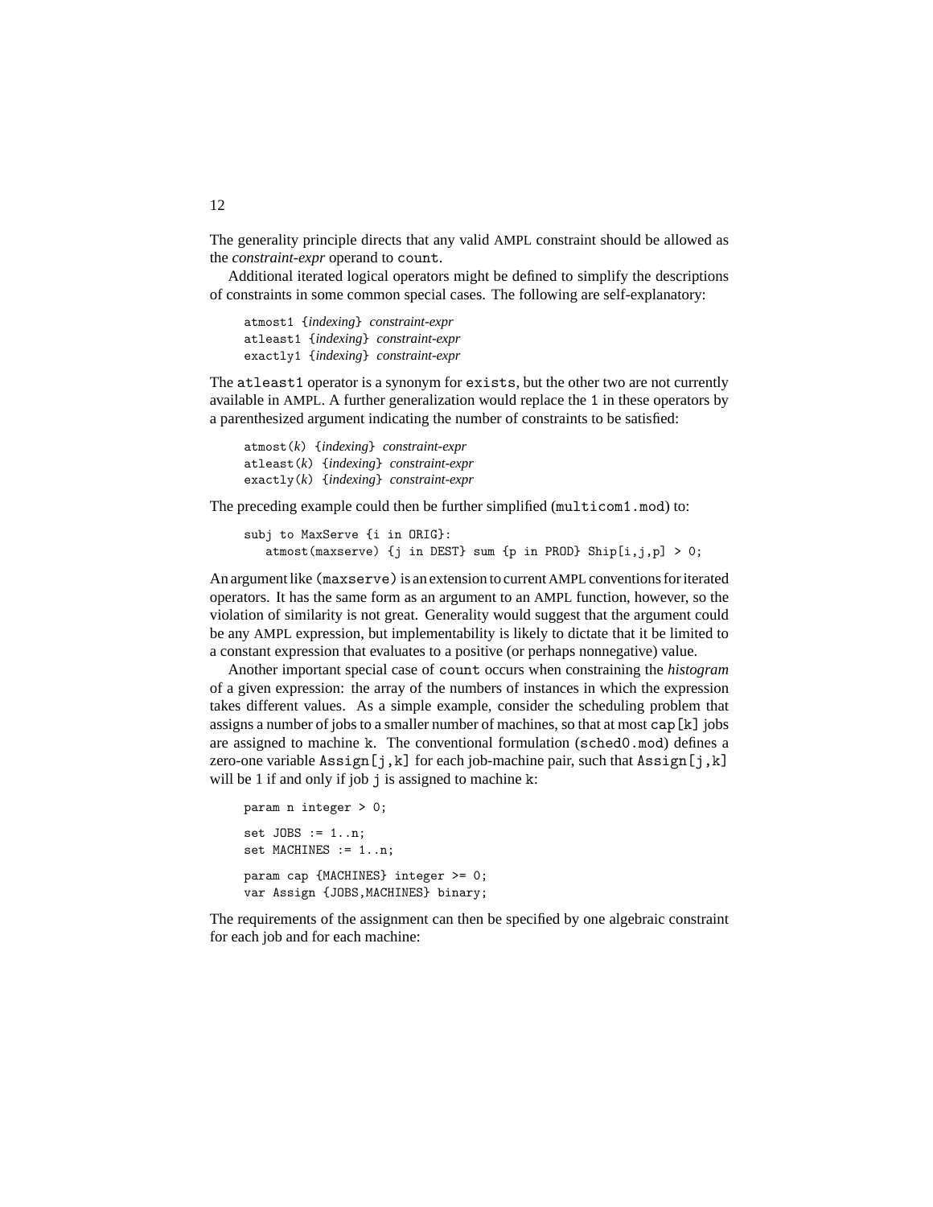The generality principle directs that any valid AMPL constraint should be allowed as the *constraint-expr* operand to `count`.

Additional iterated logical operators might be defined to simplify the descriptions of constraints in some common special cases. The following are self-explanatory:

```
atmost1 {indexing} constraint-expr
atleast1 {indexing} constraint-expr
exactly1 {indexing} constraint-expr
```

The `atleast1` operator is a synonym for `exists`, but the other two are not currently available in AMPL. A further generalization would replace the `1` in these operators by a parenthesized argument indicating the number of constraints to be satisfied:

```
atmost(k) {indexing} constraint-expr
atleast(k) {indexing} constraint-expr
exactly(k) {indexing} constraint-expr
```

The preceding example could then be further simplified (`multicom1.mod`) to:

```
subj to MaxServe {i in ORIG}:
   atmost(maxserve) {j in DEST} sum {p in PROD} Ship[i,j,p] > 0;
```

An argument like `(maxserve)` is an extension to current AMPL conventions for iterated operators. It has the same form as an argument to an AMPL function, however, so the violation of similarity is not great. Generality would suggest that the argument could be any AMPL expression, but implementability is likely to dictate that it be limited to a constant expression that evaluates to a positive (or perhaps nonnegative) value.

Another important special case of `count` occurs when constraining the *histogram* of a given expression: the array of the numbers of instances in which the expression takes different values. As a simple example, consider the scheduling problem that assigns a number of jobs to a smaller number of machines, so that at most `cap[k]` jobs are assigned to machine `k`. The conventional formulation (`sched0.mod`) defines a zero-one variable `Assign[j,k]` for each job-machine pair, such that `Assign[j,k]` will be 1 if and only if job `j` is assigned to machine `k`:

```
param n integer > 0;

set JOBS := 1..n;
set MACHINES := 1..n;

param cap {MACHINES} integer >= 0;
var Assign {JOBS,MACHINES} binary;
```

The requirements of the assignment can then be specified by one algebraic constraint for each job and for each machine: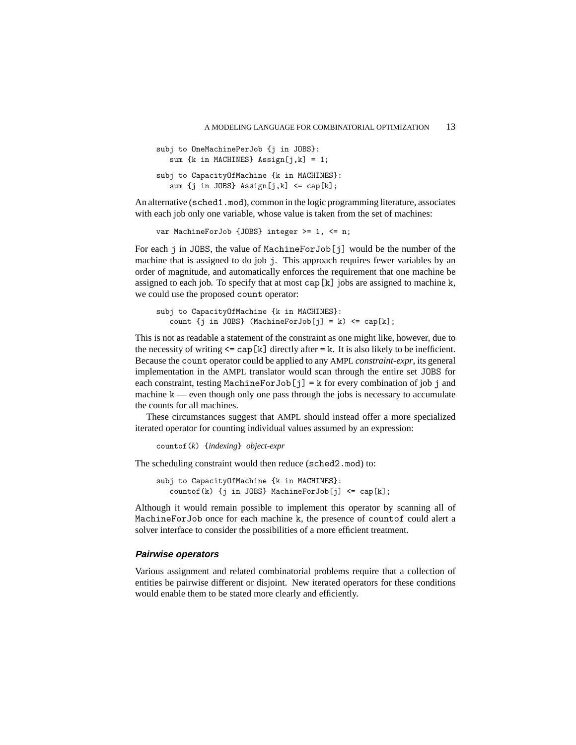```
subj to OneMachinePerJob {j in JOBS}:
   sum {k in MACHINES} Assign[j,k] = 1;

subj to CapacityOfMachine {k in MACHINES}:
   sum {j in JOBS} Assign[j,k] <= cap[k];
```

An alternative (`sched1.mod`), common in the logic programming literature, associates with each job only one variable, whose value is taken from the set of machines:

```
var MachineForJob {JOBS} integer >= 1, <= n;
```

For each `j` in `JOBS`, the value of `MachineForJob[j]` would be the number of the machine that is assigned to do job `j`. This approach requires fewer variables by an order of magnitude, and automatically enforces the requirement that one machine be assigned to each job. To specify that at most `cap[k]` jobs are assigned to machine `k`, we could use the proposed `count` operator:

```
subj to CapacityOfMachine {k in MACHINES}:
   count {j in JOBS} (MachineForJob[j] = k) <= cap[k];
```

This is not as readable a statement of the constraint as one might like, however, due to the necessity of writing `<= cap[k]` directly after `= k`. It is also likely to be inefficient. Because the `count` operator could be applied to any AMPL *constraint-expr*, its general implementation in the AMPL translator would scan through the entire set `JOBS` for each constraint, testing `MachineForJob[j] = k` for every combination of job `j` and machine `k` — even though only one pass through the jobs is necessary to accumulate the counts for all machines.

These circumstances suggest that AMPL should instead offer a more specialized iterated operator for counting individual values assumed by an expression:

`countof`(*k*) {*indexing*} *object-expr*

The scheduling constraint would then reduce (`sched2.mod`) to:

```
subj to CapacityOfMachine {k in MACHINES}:
   countof(k) {j in JOBS} MachineForJob[j] <= cap[k];
```

Although it would remain possible to implement this operator by scanning all of `MachineForJob` once for each machine `k`, the presence of `countof` could alert a solver interface to consider the possibilities of a more efficient treatment.

### Pairwise operators

Various assignment and related combinatorial problems require that a collection of entities be pairwise different or disjoint. New iterated operators for these conditions would enable them to be stated more clearly and efficiently.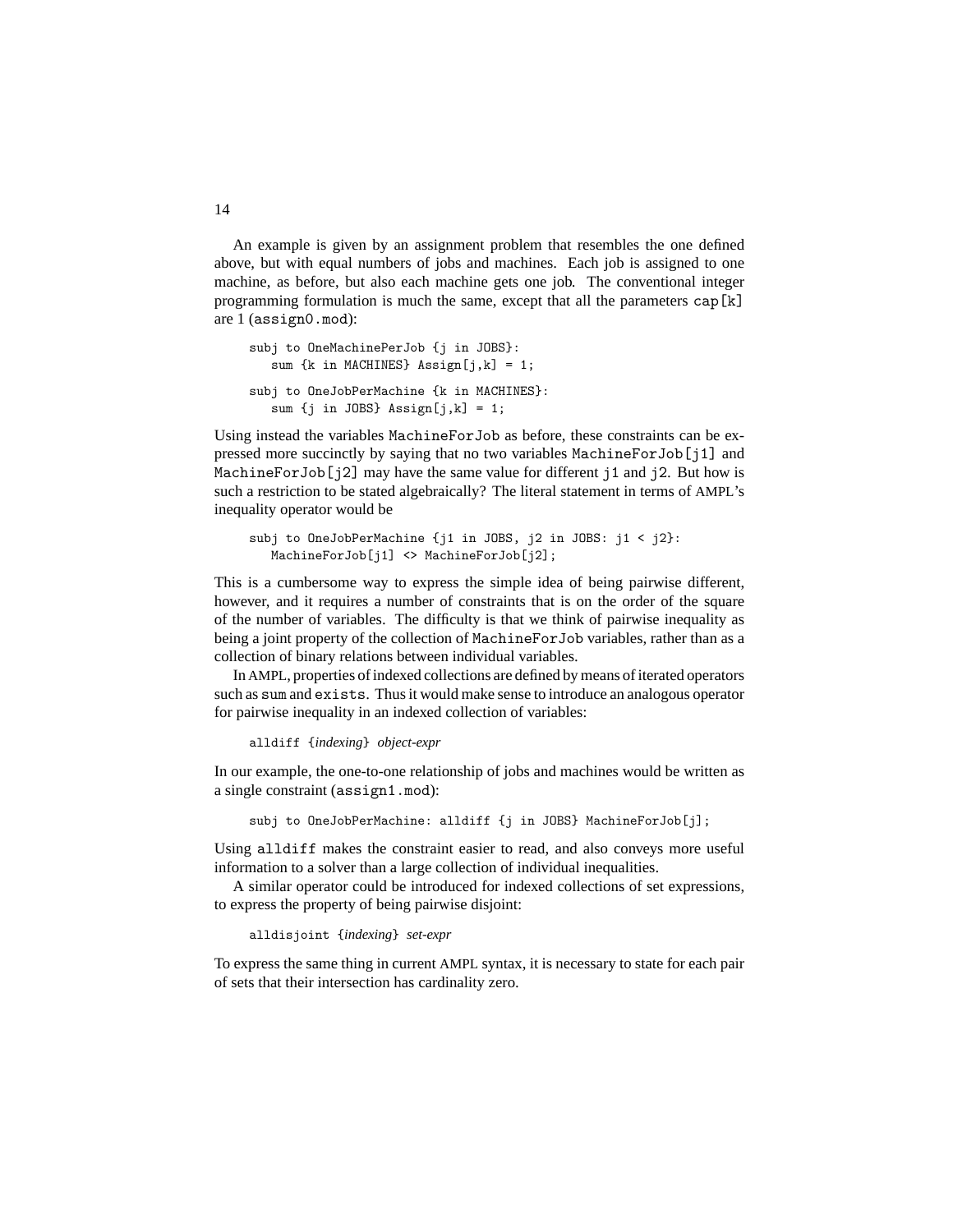An example is given by an assignment problem that resembles the one defined above, but with equal numbers of jobs and machines. Each job is assigned to one machine, as before, but also each machine gets one job. The conventional integer programming formulation is much the same, except that all the parameters `cap[k]` are 1 (`assign0.mod`):

```
subj to OneMachinePerJob {j in JOBS}:
   sum {k in MACHINES} Assign[j,k] = 1;

subj to OneJobPerMachine {k in MACHINES}:
   sum {j in JOBS} Assign[j,k] = 1;
```

Using instead the variables `MachineForJob` as before, these constraints can be expressed more succinctly by saying that no two variables `MachineForJob[j1]` and `MachineForJob[j2]` may have the same value for different `j1` and `j2`. But how is such a restriction to be stated algebraically? The literal statement in terms of AMPL's inequality operator would be

```
subj to OneJobPerMachine {j1 in JOBS, j2 in JOBS: j1 < j2}:
   MachineForJob[j1] <> MachineForJob[j2];
```

This is a cumbersome way to express the simple idea of being pairwise different, however, and it requires a number of constraints that is on the order of the square of the number of variables. The difficulty is that we think of pairwise inequality as being a joint property of the collection of `MachineForJob` variables, rather than as a collection of binary relations between individual variables.

In AMPL, properties of indexed collections are defined by means of iterated operators such as `sum` and `exists`. Thus it would make sense to introduce an analogous operator for pairwise inequality in an indexed collection of variables:

`alldiff` {*indexing*} *object-expr*

In our example, the one-to-one relationship of jobs and machines would be written as a single constraint (`assign1.mod`):

```
subj to OneJobPerMachine: alldiff {j in JOBS} MachineForJob[j];
```

Using `alldiff` makes the constraint easier to read, and also conveys more useful information to a solver than a large collection of individual inequalities.

A similar operator could be introduced for indexed collections of set expressions, to express the property of being pairwise disjoint:

`alldisjoint` {*indexing*} *set-expr*

To express the same thing in current AMPL syntax, it is necessary to state for each pair of sets that their intersection has cardinality zero.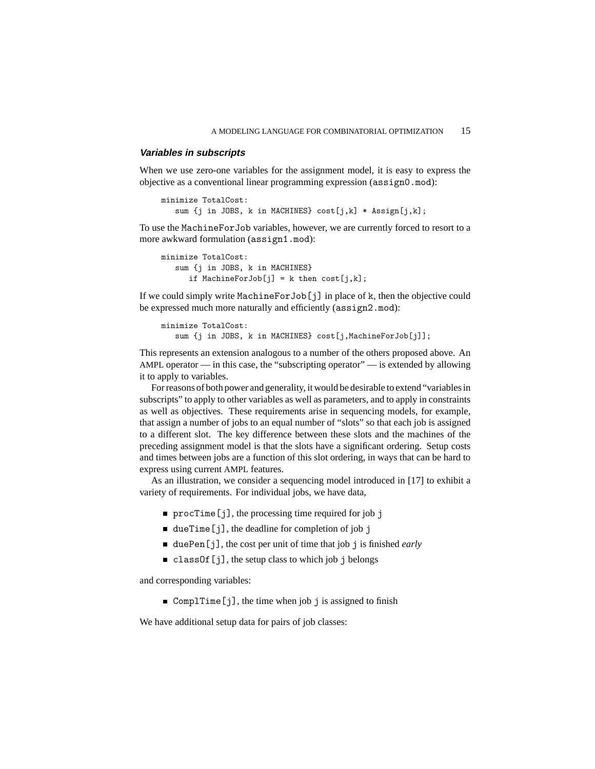### *Variables in subscripts*

When we use zero-one variables for the assignment model, it is easy to express the objective as a conventional linear programming expression (`assign0.mod`):

```
minimize TotalCost:
   sum {j in JOBS, k in MACHINES} cost[j,k] * Assign[j,k];
```

To use the `MachineForJob` variables, however, we are currently forced to resort to a more awkward formulation (`assign1.mod`):

```
minimize TotalCost:
   sum {j in JOBS, k in MACHINES}
      if MachineForJob[j] = k then cost[j,k];
```

If we could simply write `MachineForJob[j]` in place of `k`, then the objective could be expressed much more naturally and efficiently (`assign2.mod`):

```
minimize TotalCost:
   sum {j in JOBS, k in MACHINES} cost[j,MachineForJob[j]];
```

This represents an extension analogous to a number of the others proposed above. An AMPL operator — in this case, the "subscripting operator" — is extended by allowing it to apply to variables.

For reasons of both power and generality, it would be desirable to extend "variables in subscripts" to apply to other variables as well as parameters, and to apply in constraints as well as objectives. These requirements arise in sequencing models, for example, that assign a number of jobs to an equal number of "slots" so that each job is assigned to a different slot. The key difference between these slots and the machines of the preceding assignment model is that the slots have a significant ordering. Setup costs and times between jobs are a function of this slot ordering, in ways that can be hard to express using current AMPL features.

As an illustration, we consider a sequencing model introduced in [17] to exhibit a variety of requirements. For individual jobs, we have data,

- `procTime[j]`, the processing time required for job `j`
- `dueTime[j]`, the deadline for completion of job `j`
- `duePen[j]`, the cost per unit of time that job `j` is finished *early*
- `classOf[j]`, the setup class to which job `j` belongs

and corresponding variables:

- `ComplTime[j]`, the time when job `j` is assigned to finish

We have additional setup data for pairs of job classes: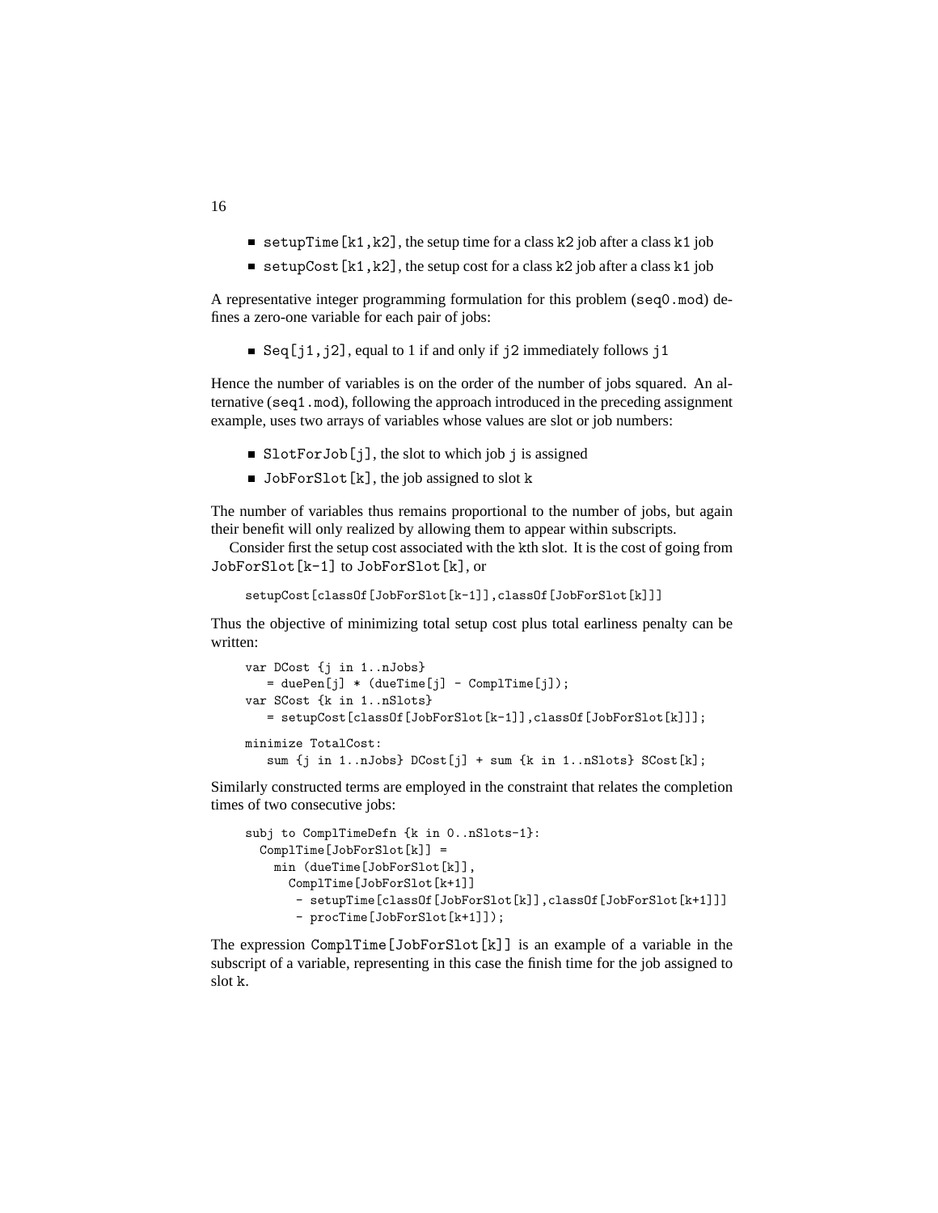- `setupTime[k1,k2]`, the setup time for a class `k2` job after a class `k1` job
- `setupCost[k1,k2]`, the setup cost for a class `k2` job after a class `k1` job

A representative integer programming formulation for this problem (`seq0.mod`) defines a zero-one variable for each pair of jobs:

- `Seq[j1,j2]`, equal to 1 if and only if `j2` immediately follows `j1`

Hence the number of variables is on the order of the number of jobs squared. An alternative (`seq1.mod`), following the approach introduced in the preceding assignment example, uses two arrays of variables whose values are slot or job numbers:

- `SlotForJob[j]`, the slot to which job `j` is assigned
- `JobForSlot[k]`, the job assigned to slot `k`

The number of variables thus remains proportional to the number of jobs, but again their benefit will only realized by allowing them to appear within subscripts.

Consider first the setup cost associated with the kth slot. It is the cost of going from `JobForSlot[k-1]` to `JobForSlot[k]`, or

```
setupCost[classOf[JobForSlot[k-1]],classOf[JobForSlot[k]]]
```

Thus the objective of minimizing total setup cost plus total earliness penalty can be written:

```
var DCost {j in 1..nJobs}
   = duePen[j] * (dueTime[j] - ComplTime[j]);
var SCost {k in 1..nSlots}
   = setupCost[classOf[JobForSlot[k-1]],classOf[JobForSlot[k]]];

minimize TotalCost:
   sum {j in 1..nJobs} DCost[j] + sum {k in 1..nSlots} SCost[k];
```

Similarly constructed terms are employed in the constraint that relates the completion times of two consecutive jobs:

```
subj to ComplTimeDefn {k in 0..nSlots-1}:
  ComplTime[JobForSlot[k]] =
    min (dueTime[JobForSlot[k]],
      ComplTime[JobForSlot[k+1]]
       - setupTime[classOf[JobForSlot[k]],classOf[JobForSlot[k+1]]]
       - procTime[JobForSlot[k+1]]);
```

The expression `ComplTime[JobForSlot[k]]` is an example of a variable in the subscript of a variable, representing in this case the finish time for the job assigned to slot `k`.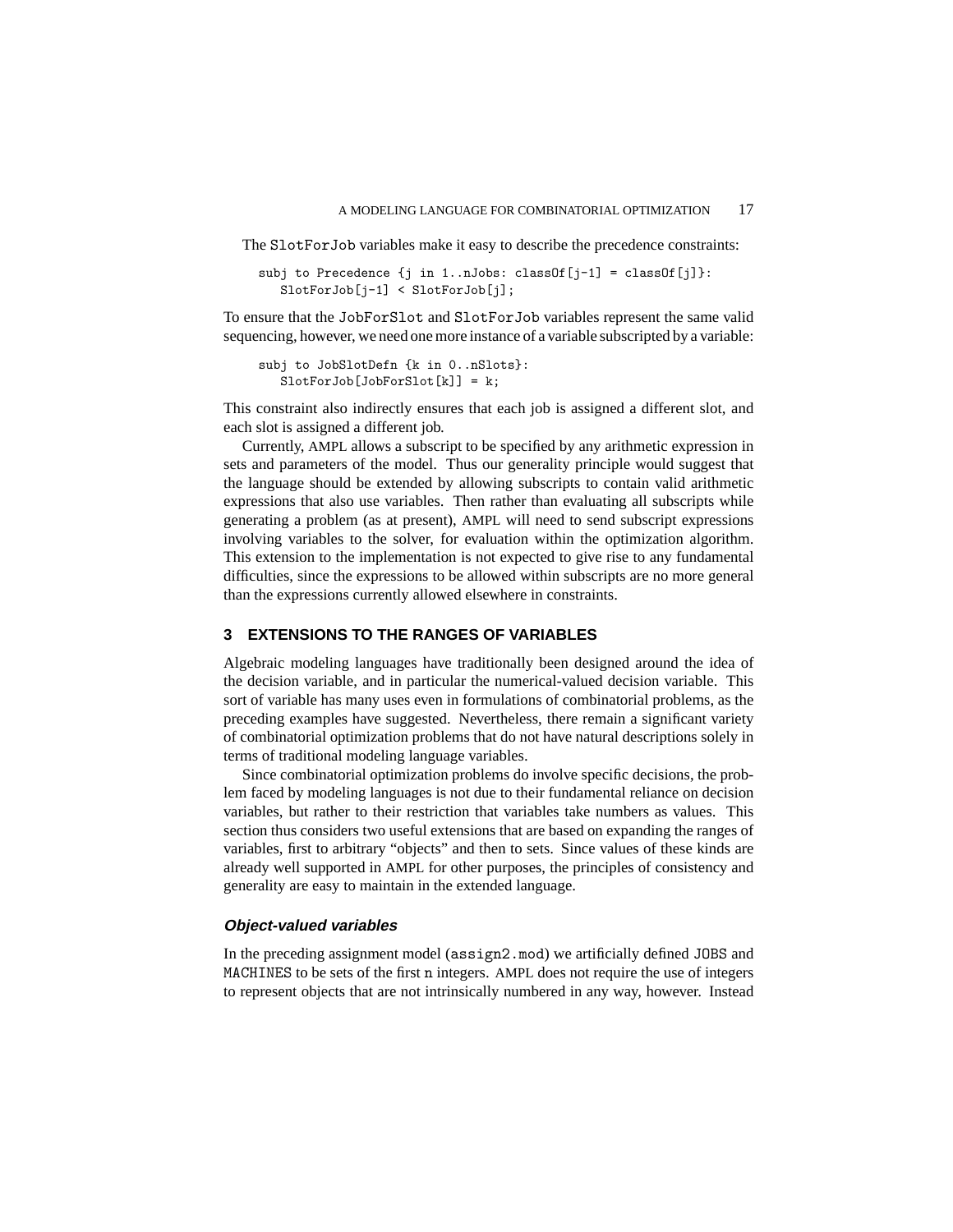The `SlotForJob` variables make it easy to describe the precedence constraints:

```
subj to Precedence {j in 1..nJobs: classOf[j-1] = classOf[j]}:
   SlotForJob[j-1] < SlotForJob[j];
```

To ensure that the `JobForSlot` and `SlotForJob` variables represent the same valid sequencing, however, we need one more instance of a variable subscripted by a variable:

```
subj to JobSlotDefn {k in 0..nSlots}:
   SlotForJob[JobForSlot[k]] = k;
```

This constraint also indirectly ensures that each job is assigned a different slot, and each slot is assigned a different job.

Currently, AMPL allows a subscript to be specified by any arithmetic expression in sets and parameters of the model. Thus our generality principle would suggest that the language should be extended by allowing subscripts to contain valid arithmetic expressions that also use variables. Then rather than evaluating all subscripts while generating a problem (as at present), AMPL will need to send subscript expressions involving variables to the solver, for evaluation within the optimization algorithm. This extension to the implementation is not expected to give rise to any fundamental difficulties, since the expressions to be allowed within subscripts are no more general than the expressions currently allowed elsewhere in constraints.

## 3 EXTENSIONS TO THE RANGES OF VARIABLES

Algebraic modeling languages have traditionally been designed around the idea of the decision variable, and in particular the numerical-valued decision variable. This sort of variable has many uses even in formulations of combinatorial problems, as the preceding examples have suggested. Nevertheless, there remain a significant variety of combinatorial optimization problems that do not have natural descriptions solely in terms of traditional modeling language variables.

Since combinatorial optimization problems do involve specific decisions, the problem faced by modeling languages is not due to their fundamental reliance on decision variables, but rather to their restriction that variables take numbers as values. This section thus considers two useful extensions that are based on expanding the ranges of variables, first to arbitrary "objects" and then to sets. Since values of these kinds are already well supported in AMPL for other purposes, the principles of consistency and generality are easy to maintain in the extended language.

### *Object-valued variables*

In the preceding assignment model (`assign2.mod`) we artificially defined `JOBS` and `MACHINES` to be sets of the first `n` integers. AMPL does not require the use of integers to represent objects that are not intrinsically numbered in any way, however. Instead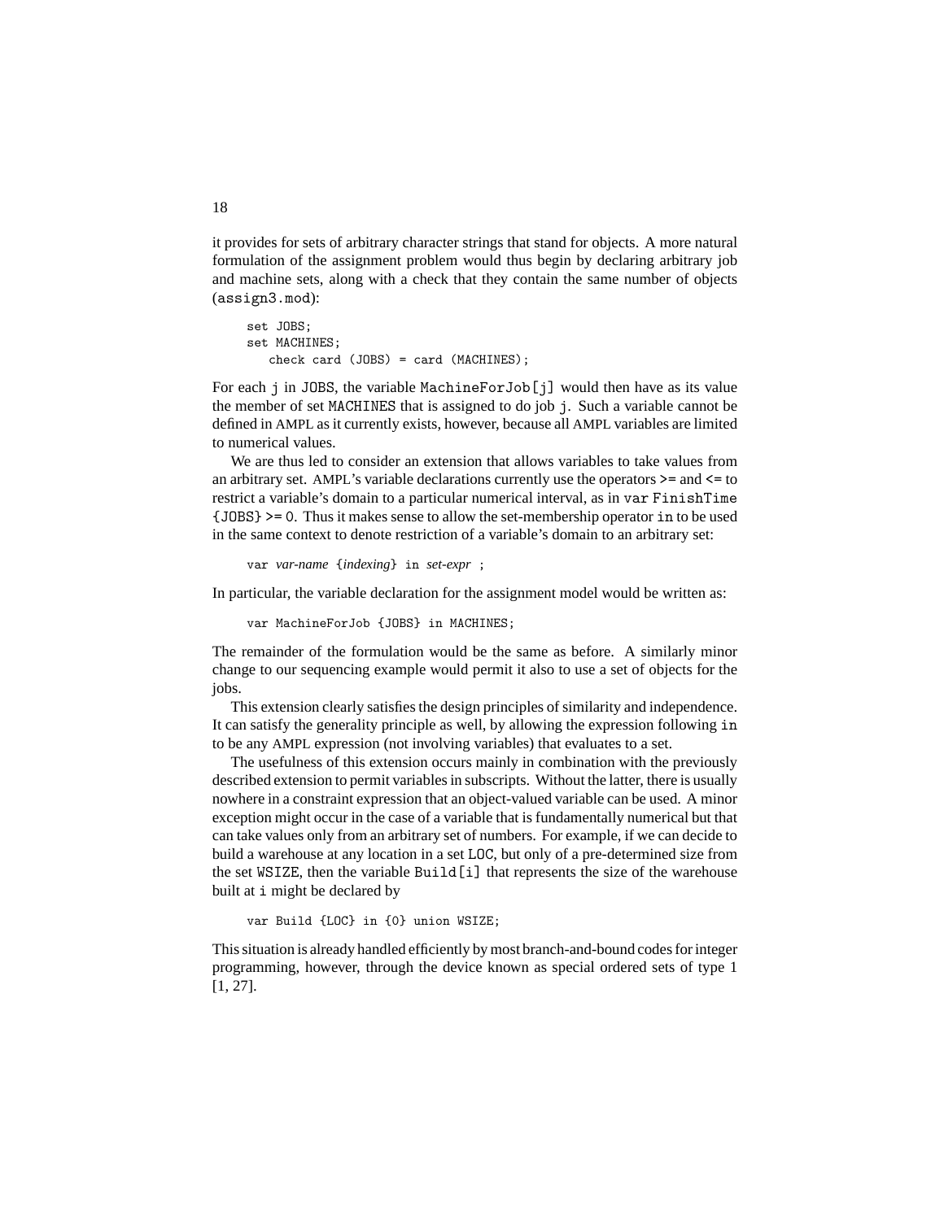it provides for sets of arbitrary character strings that stand for objects. A more natural formulation of the assignment problem would thus begin by declaring arbitrary job and machine sets, along with a check that they contain the same number of objects (`assign3.mod`):

```
set JOBS;
set MACHINES;
   check card (JOBS) = card (MACHINES);
```

For each `j` in `JOBS`, the variable `MachineForJob[j]` would then have as its value the member of set `MACHINES` that is assigned to do job `j`. Such a variable cannot be defined in AMPL as it currently exists, however, because all AMPL variables are limited to numerical values.

We are thus led to consider an extension that allows variables to take values from an arbitrary set. AMPL's variable declarations currently use the operators `>=` and `<=` to restrict a variable's domain to a particular numerical interval, as in `var FinishTime {JOBS} >= 0`. Thus it makes sense to allow the set-membership operator `in` to be used in the same context to denote restriction of a variable's domain to an arbitrary set:

```
var var-name {indexing} in set-expr ;
```

In particular, the variable declaration for the assignment model would be written as:

```
var MachineForJob {JOBS} in MACHINES;
```

The remainder of the formulation would be the same as before. A similarly minor change to our sequencing example would permit it also to use a set of objects for the jobs.

This extension clearly satisfies the design principles of similarity and independence. It can satisfy the generality principle as well, by allowing the expression following `in` to be any AMPL expression (not involving variables) that evaluates to a set.

The usefulness of this extension occurs mainly in combination with the previously described extension to permit variables in subscripts. Without the latter, there is usually nowhere in a constraint expression that an object-valued variable can be used. A minor exception might occur in the case of a variable that is fundamentally numerical but that can take values only from an arbitrary set of numbers. For example, if we can decide to build a warehouse at any location in a set `LOC`, but only of a pre-determined size from the set `WSIZE`, then the variable `Build[i]` that represents the size of the warehouse built at `i` might be declared by

```
var Build {LOC} in {0} union WSIZE;
```

This situation is already handled efficiently by most branch-and-bound codes for integer programming, however, through the device known as special ordered sets of type 1 [1, 27].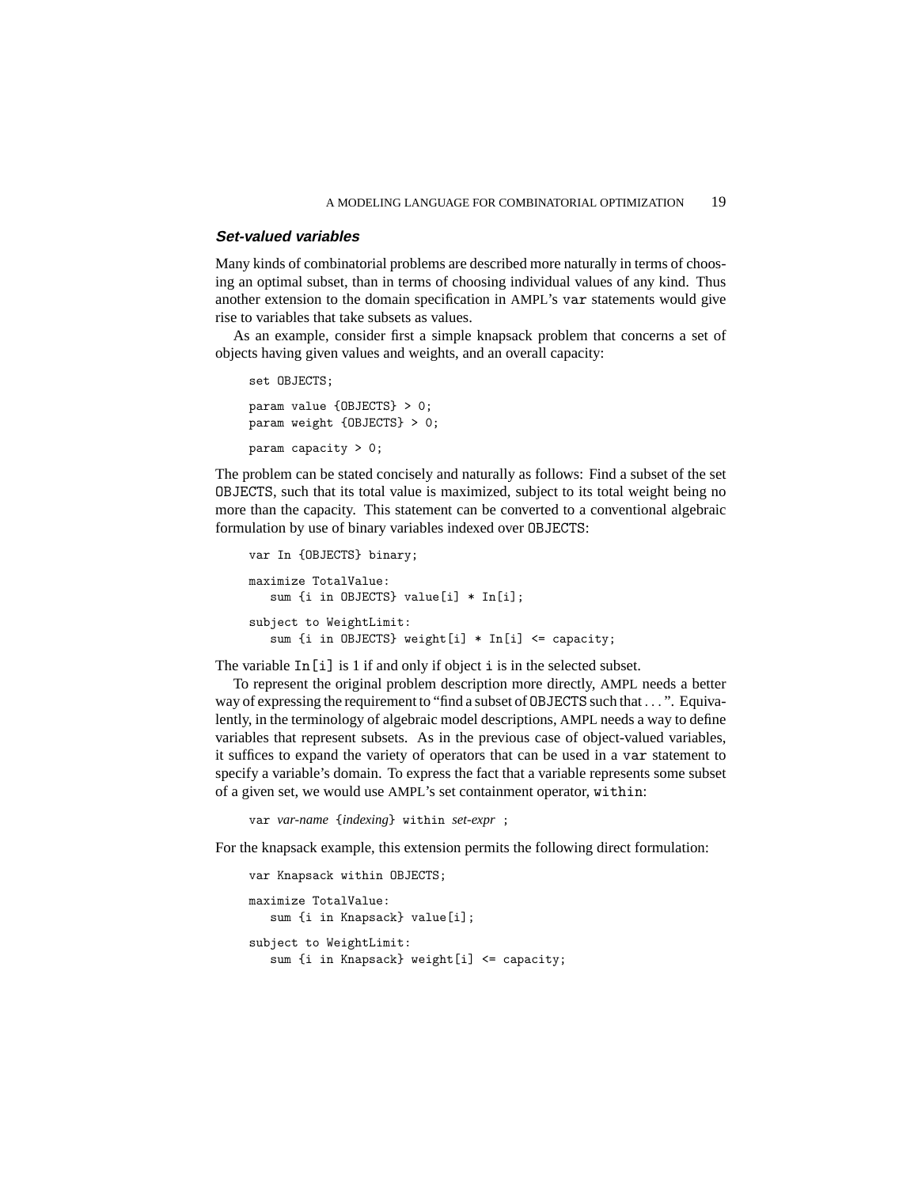### *Set-valued variables*

Many kinds of combinatorial problems are described more naturally in terms of choosing an optimal subset, than in terms of choosing individual values of any kind. Thus another extension to the domain specification in AMPL's `var` statements would give rise to variables that take subsets as values.

As an example, consider first a simple knapsack problem that concerns a set of objects having given values and weights, and an overall capacity:

```
set OBJECTS;

param value {OBJECTS} > 0;
param weight {OBJECTS} > 0;

param capacity > 0;
```

The problem can be stated concisely and naturally as follows: Find a subset of the set `OBJECTS`, such that its total value is maximized, subject to its total weight being no more than the capacity. This statement can be converted to a conventional algebraic formulation by use of binary variables indexed over `OBJECTS`:

```
var In {OBJECTS} binary;

maximize TotalValue:
   sum {i in OBJECTS} value[i] * In[i];

subject to WeightLimit:
   sum {i in OBJECTS} weight[i] * In[i] <= capacity;
```

The variable `In[i]` is 1 if and only if object `i` is in the selected subset.

To represent the original problem description more directly, AMPL needs a better way of expressing the requirement to "find a subset of `OBJECTS` such that . . . ". Equivalently, in the terminology of algebraic model descriptions, AMPL needs a way to define variables that represent subsets. As in the previous case of object-valued variables, it suffices to expand the variety of operators that can be used in a `var` statement to specify a variable's domain. To express the fact that a variable represents some subset of a given set, we would use AMPL's set containment operator, `within`:

```
var var-name {indexing} within set-expr ;
```

For the knapsack example, this extension permits the following direct formulation:

```
var Knapsack within OBJECTS;

maximize TotalValue:
   sum {i in Knapsack} value[i];

subject to WeightLimit:
   sum {i in Knapsack} weight[i] <= capacity;
```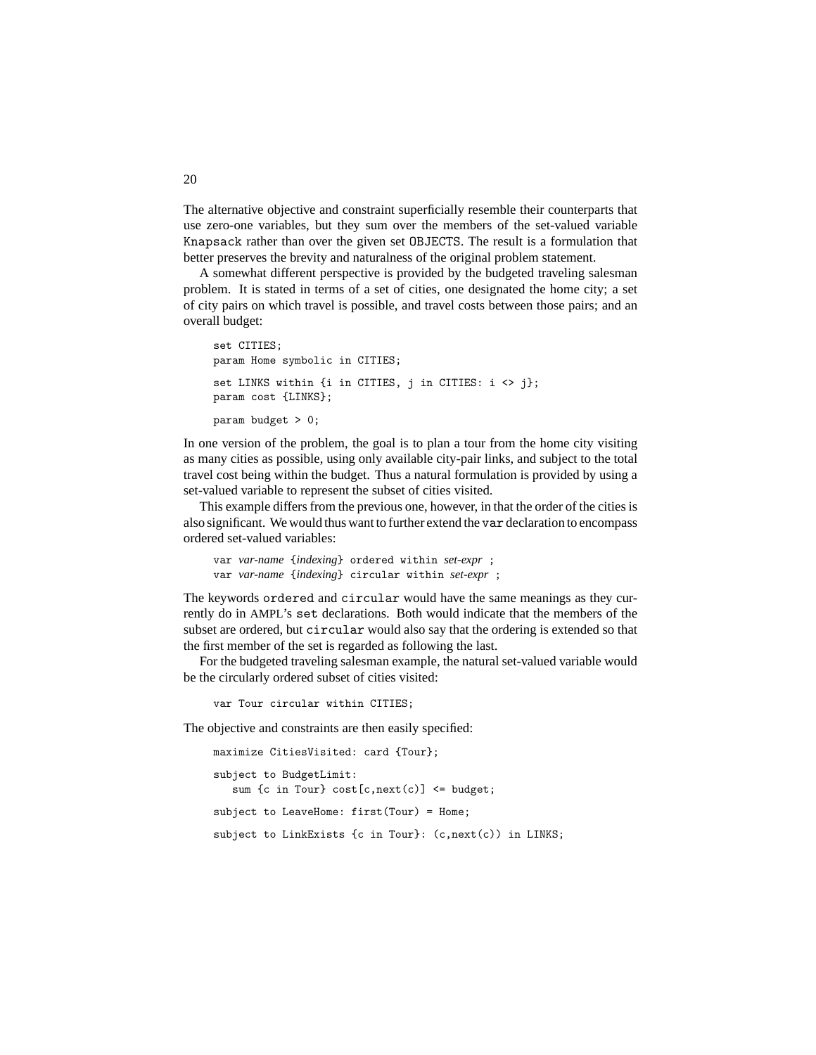The alternative objective and constraint superficially resemble their counterparts that use zero-one variables, but they sum over the members of the set-valued variable `Knapsack` rather than over the given set `OBJECTS`. The result is a formulation that better preserves the brevity and naturalness of the original problem statement.

A somewhat different perspective is provided by the budgeted traveling salesman problem. It is stated in terms of a set of cities, one designated the home city; a set of city pairs on which travel is possible, and travel costs between those pairs; and an overall budget:

```
set CITIES;
param Home symbolic in CITIES;

set LINKS within {i in CITIES, j in CITIES: i <> j};
param cost {LINKS};

param budget > 0;
```

In one version of the problem, the goal is to plan a tour from the home city visiting as many cities as possible, using only available city-pair links, and subject to the total travel cost being within the budget. Thus a natural formulation is provided by using a set-valued variable to represent the subset of cities visited.

This example differs from the previous one, however, in that the order of the cities is also significant. We would thus want to further extend the `var` declaration to encompass ordered set-valued variables:

```
var var-name {indexing} ordered within set-expr ;
var var-name {indexing} circular within set-expr ;
```

The keywords `ordered` and `circular` would have the same meanings as they currently do in AMPL's `set` declarations. Both would indicate that the members of the subset are ordered, but `circular` would also say that the ordering is extended so that the first member of the set is regarded as following the last.

For the budgeted traveling salesman example, the natural set-valued variable would be the circularly ordered subset of cities visited:

```
var Tour circular within CITIES;
```

The objective and constraints are then easily specified:

```
maximize CitiesVisited: card {Tour};

subject to BudgetLimit:
   sum {c in Tour} cost[c,next(c)] <= budget;

subject to LeaveHome: first(Tour) = Home;

subject to LinkExists {c in Tour}: (c,next(c)) in LINKS;
```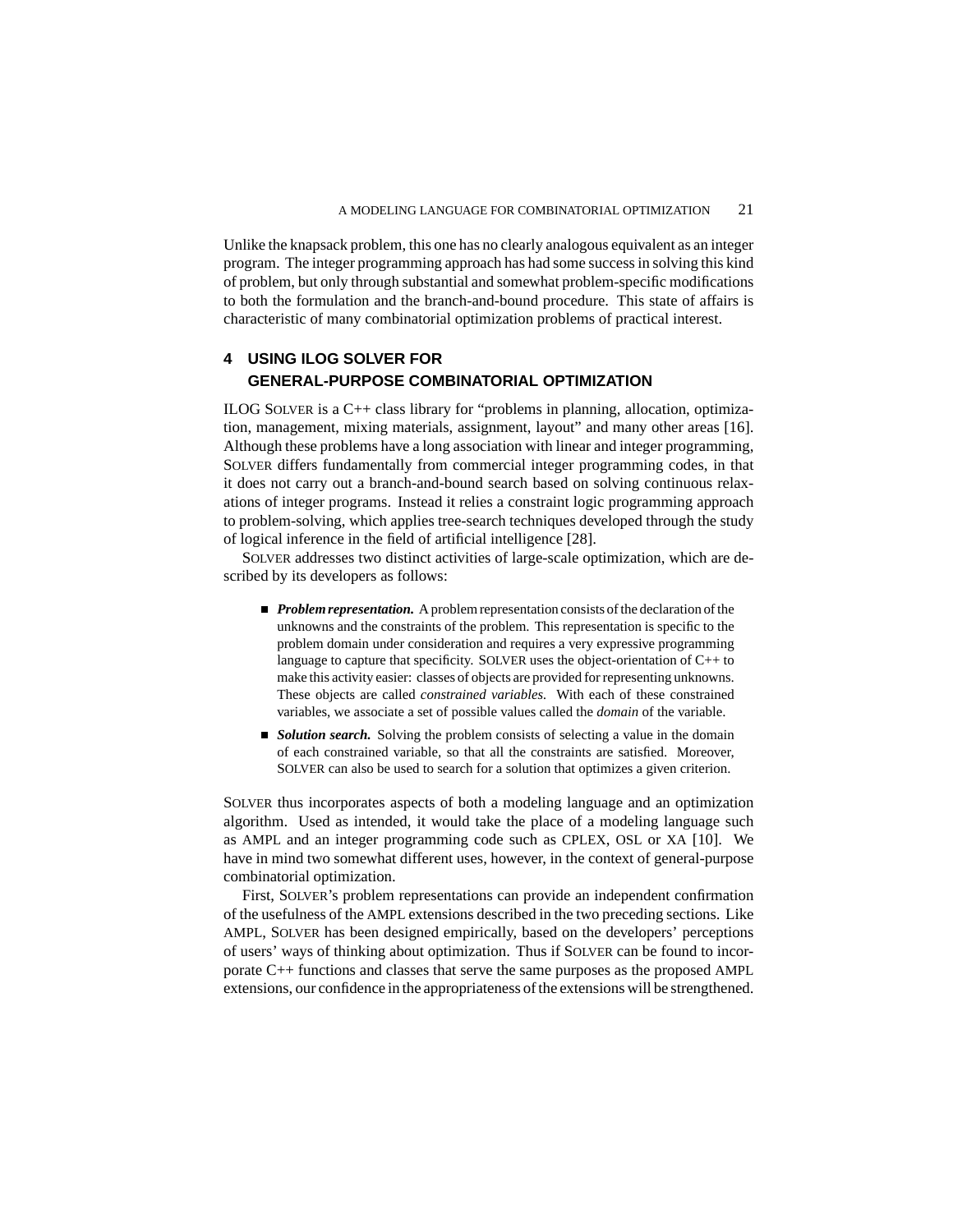Unlike the knapsack problem, this one has no clearly analogous equivalent as an integer program. The integer programming approach has had some success in solving this kind of problem, but only through substantial and somewhat problem-specific modifications to both the formulation and the branch-and-bound procedure. This state of affairs is characteristic of many combinatorial optimization problems of practical interest.

## 4 USING ILOG SOLVER FOR GENERAL-PURPOSE COMBINATORIAL OPTIMIZATION

ILOG SOLVER is a C++ class library for "problems in planning, allocation, optimization, management, mixing materials, assignment, layout" and many other areas [16]. Although these problems have a long association with linear and integer programming, SOLVER differs fundamentally from commercial integer programming codes, in that it does not carry out a branch-and-bound search based on solving continuous relaxations of integer programs. Instead it relies a constraint logic programming approach to problem-solving, which applies tree-search techniques developed through the study of logical inference in the field of artificial intelligence [28].

SOLVER addresses two distinct activities of large-scale optimization, which are described by its developers as follows:

- ***Problem representation.*** A problem representation consists of the declaration of the unknowns and the constraints of the problem. This representation is specific to the problem domain under consideration and requires a very expressive programming language to capture that specificity. SOLVER uses the object-orientation of C++ to make this activity easier: classes of objects are provided for representing unknowns. These objects are called *constrained variables.* With each of these constrained variables, we associate a set of possible values called the *domain* of the variable.
- ***Solution search.*** Solving the problem consists of selecting a value in the domain of each constrained variable, so that all the constraints are satisfied. Moreover, SOLVER can also be used to search for a solution that optimizes a given criterion.

SOLVER thus incorporates aspects of both a modeling language and an optimization algorithm. Used as intended, it would take the place of a modeling language such as AMPL and an integer programming code such as CPLEX, OSL or XA [10]. We have in mind two somewhat different uses, however, in the context of general-purpose combinatorial optimization.

First, SOLVER's problem representations can provide an independent confirmation of the usefulness of the AMPL extensions described in the two preceding sections. Like AMPL, SOLVER has been designed empirically, based on the developers' perceptions of users' ways of thinking about optimization. Thus if SOLVER can be found to incorporate C++ functions and classes that serve the same purposes as the proposed AMPL extensions, our confidence in the appropriateness of the extensions will be strengthened.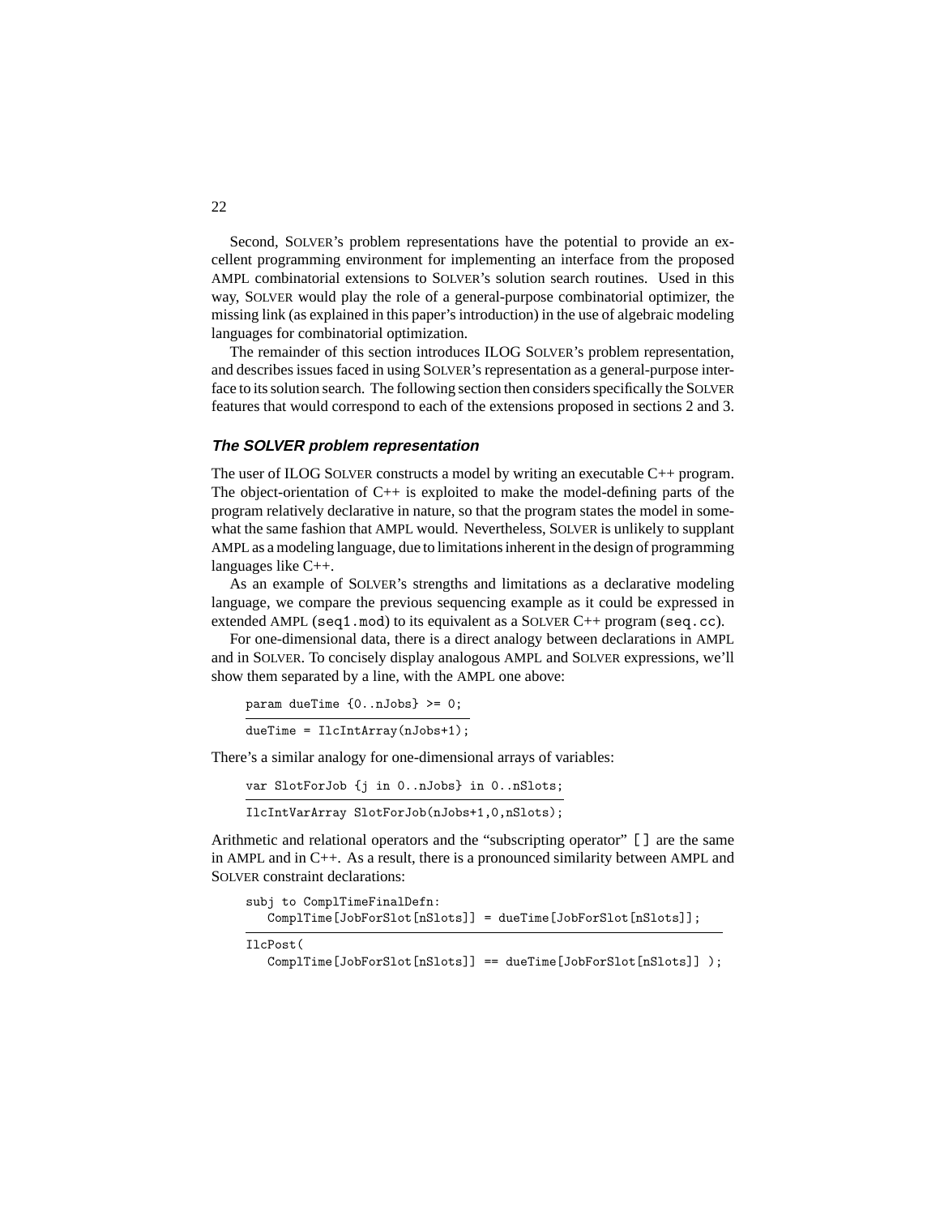Second, SOLVER's problem representations have the potential to provide an excellent programming environment for implementing an interface from the proposed AMPL combinatorial extensions to SOLVER's solution search routines. Used in this way, SOLVER would play the role of a general-purpose combinatorial optimizer, the missing link (as explained in this paper's introduction) in the use of algebraic modeling languages for combinatorial optimization.

The remainder of this section introduces ILOG SOLVER's problem representation, and describes issues faced in using SOLVER's representation as a general-purpose interface to its solution search. The following section then considers specifically the SOLVER features that would correspond to each of the extensions proposed in sections 2 and 3.

### *The SOLVER problem representation*

The user of ILOG SOLVER constructs a model by writing an executable C++ program. The object-orientation of C++ is exploited to make the model-defining parts of the program relatively declarative in nature, so that the program states the model in somewhat the same fashion that AMPL would. Nevertheless, SOLVER is unlikely to supplant AMPL as a modeling language, due to limitations inherent in the design of programming languages like C++.

As an example of SOLVER's strengths and limitations as a declarative modeling language, we compare the previous sequencing example as it could be expressed in extended AMPL (`seq1.mod`) to its equivalent as a SOLVER C++ program (`seq.cc`).

For one-dimensional data, there is a direct analogy between declarations in AMPL and in SOLVER. To concisely display analogous AMPL and SOLVER expressions, we'll show them separated by a line, with the AMPL one above:

```
param dueTime {0..nJobs} >= 0;
```

```
dueTime = IlcIntArray(nJobs+1);
```

There's a similar analogy for one-dimensional arrays of variables:

```
var SlotForJob {j in 0..nJobs} in 0..nSlots;
```

```
IlcIntVarArray SlotForJob(nJobs+1,0,nSlots);
```

Arithmetic and relational operators and the "subscripting operator" `[]` are the same in AMPL and in C++. As a result, there is a pronounced similarity between AMPL and SOLVER constraint declarations:

```
subj to ComplTimeFinalDefn:
   ComplTime[JobForSlot[nSlots]] = dueTime[JobForSlot[nSlots]];
```

```
IlcPost(
   ComplTime[JobForSlot[nSlots]] == dueTime[JobForSlot[nSlots]] );
```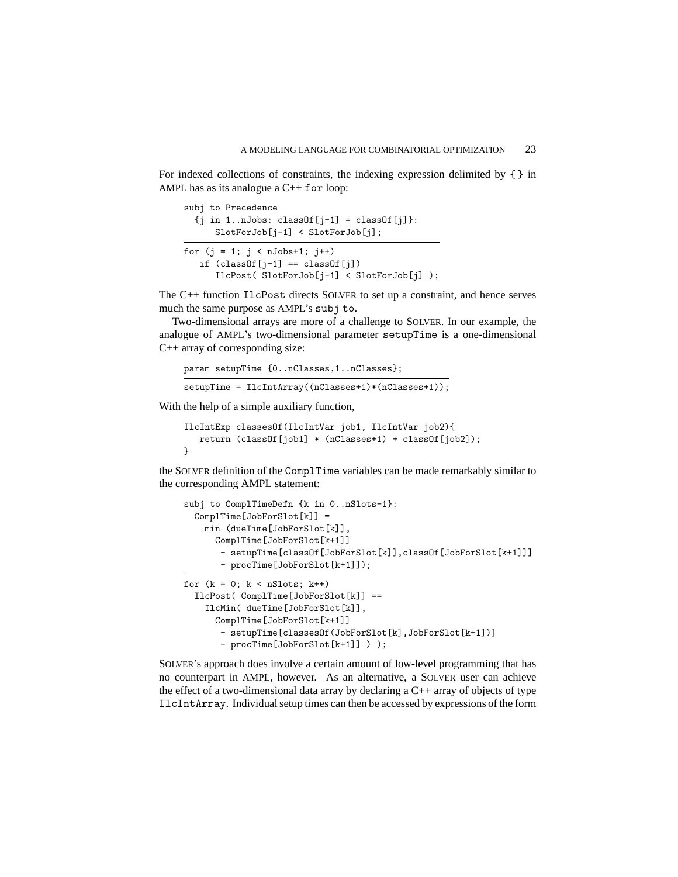For indexed collections of constraints, the indexing expression delimited by { } in AMPL has as its analogue a C++ `for` loop:

```
subj to Precedence
  {j in 1..nJobs: classOf[j-1] = classOf[j]}:
      SlotForJob[j-1] < SlotForJob[j];
```

```
for (j = 1; j < nJobs+1; j++)
   if (classOf[j-1] == classOf[j])
      IlcPost( SlotForJob[j-1] < SlotForJob[j] );
```

The C++ function `IlcPost` directs SOLVER to set up a constraint, and hence serves much the same purpose as AMPL's `subj to`.

Two-dimensional arrays are more of a challenge to SOLVER. In our example, the analogue of AMPL's two-dimensional parameter `setupTime` is a one-dimensional C++ array of corresponding size:

```
param setupTime {0..nClasses,1..nClasses};
```

```
setupTime = IlcIntArray((nClasses+1)*(nClasses+1));
```

With the help of a simple auxiliary function,

```
IlcIntExp classesOf(IlcIntVar job1, IlcIntVar job2){
   return (classOf[job1] * (nClasses+1) + classOf[job2]);
}
```

the SOLVER definition of the `ComplTime` variables can be made remarkably similar to the corresponding AMPL statement:

```
subj to ComplTimeDefn {k in 0..nSlots-1}:
  ComplTime[JobForSlot[k]] =
    min (dueTime[JobForSlot[k]],
      ComplTime[JobForSlot[k+1]]
       - setupTime[classOf[JobForSlot[k]],classOf[JobForSlot[k+1]]]
       - procTime[JobForSlot[k+1]]);
```

```
for (k = 0; k < nSlots; k++)
  IlcPost( ComplTime[JobForSlot[k]] ==
    IlcMin( dueTime[JobForSlot[k]],
      ComplTime[JobForSlot[k+1]]
       - setupTime[classesOf(JobForSlot[k],JobForSlot[k+1])]
       - procTime[JobForSlot[k+1]] ) );
```

SOLVER's approach does involve a certain amount of low-level programming that has no counterpart in AMPL, however. As an alternative, a SOLVER user can achieve the effect of a two-dimensional data array by declaring a C++ array of objects of type `IlcIntArray`. Individual setup times can then be accessed by expressions of the form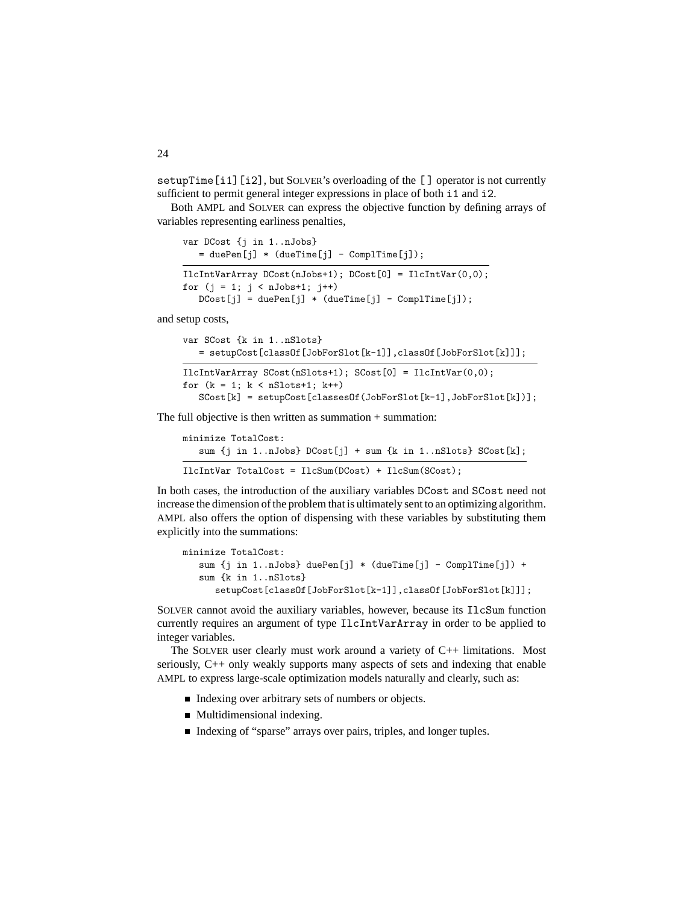`setupTime[i1][i2]`, but SOLVER's overloading of the `[]` operator is not currently sufficient to permit general integer expressions in place of both `i1` and `i2`.

Both AMPL and SOLVER can express the objective function by defining arrays of variables representing earliness penalties,

```
var DCost {j in 1..nJobs}
   = duePen[j] * (dueTime[j] - ComplTime[j]);
```

```
IlcIntVarArray DCost(nJobs+1); DCost[0] = IlcIntVar(0,0);
for (j = 1; j < nJobs+1; j++)
   DCost[j] = duePen[j] * (dueTime[j] - ComplTime[j]);
```

and setup costs,

```
var SCost {k in 1..nSlots}
   = setupCost[classOf[JobForSlot[k-1]],classOf[JobForSlot[k]]];
```

```
IlcIntVarArray SCost(nSlots+1); SCost[0] = IlcIntVar(0,0);
for (k = 1; k < nSlots+1; k++)
   SCost[k] = setupCost[classesOf(JobForSlot[k-1],JobForSlot[k])];
```

The full objective is then written as summation + summation:

```
minimize TotalCost:
   sum {j in 1..nJobs} DCost[j] + sum {k in 1..nSlots} SCost[k];
```

```
IlcIntVar TotalCost = IlcSum(DCost) + IlcSum(SCost);
```

In both cases, the introduction of the auxiliary variables `DCost` and `SCost` need not increase the dimension of the problem that is ultimately sent to an optimizing algorithm. AMPL also offers the option of dispensing with these variables by substituting them explicitly into the summations:

```
minimize TotalCost:
   sum {j in 1..nJobs} duePen[j] * (dueTime[j] - ComplTime[j]) +
   sum {k in 1..nSlots}
      setupCost[classOf[JobForSlot[k-1]],classOf[JobForSlot[k]]];
```

SOLVER cannot avoid the auxiliary variables, however, because its `IlcSum` function currently requires an argument of type `IlcIntVarArray` in order to be applied to integer variables.

The SOLVER user clearly must work around a variety of C++ limitations. Most seriously, C++ only weakly supports many aspects of sets and indexing that enable AMPL to express large-scale optimization models naturally and clearly, such as:

- Indexing over arbitrary sets of numbers or objects.
- Multidimensional indexing.
- Indexing of "sparse" arrays over pairs, triples, and longer tuples.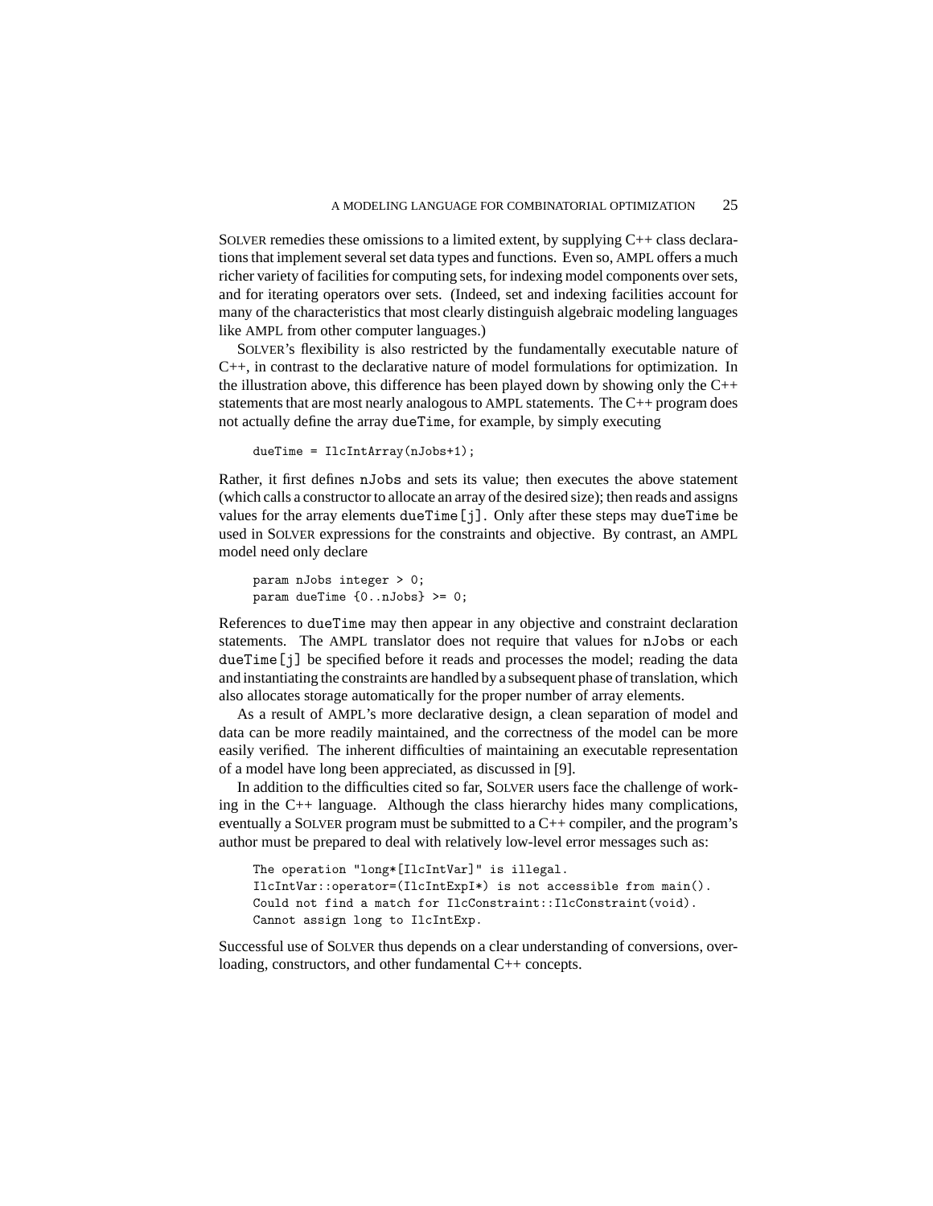SOLVER remedies these omissions to a limited extent, by supplying C++ class declarations that implement several set data types and functions. Even so, AMPL offers a much richer variety of facilities for computing sets, for indexing model components over sets, and for iterating operators over sets. (Indeed, set and indexing facilities account for many of the characteristics that most clearly distinguish algebraic modeling languages like AMPL from other computer languages.)

SOLVER's flexibility is also restricted by the fundamentally executable nature of C++, in contrast to the declarative nature of model formulations for optimization. In the illustration above, this difference has been played down by showing only the C++ statements that are most nearly analogous to AMPL statements. The C++ program does not actually define the array dueTime, for example, by simply executing

```
dueTime = IlcIntArray(nJobs+1);
```

Rather, it first defines nJobs and sets its value; then executes the above statement (which calls a constructor to allocate an array of the desired size); then reads and assigns values for the array elements dueTime[j]. Only after these steps may dueTime be used in SOLVER expressions for the constraints and objective. By contrast, an AMPL model need only declare

```
param nJobs integer > 0;
param dueTime {0..nJobs} >= 0;
```

References to dueTime may then appear in any objective and constraint declaration statements. The AMPL translator does not require that values for nJobs or each dueTime[j] be specified before it reads and processes the model; reading the data and instantiating the constraints are handled by a subsequent phase of translation, which also allocates storage automatically for the proper number of array elements.

As a result of AMPL's more declarative design, a clean separation of model and data can be more readily maintained, and the correctness of the model can be more easily verified. The inherent difficulties of maintaining an executable representation of a model have long been appreciated, as discussed in [9].

In addition to the difficulties cited so far, SOLVER users face the challenge of working in the C++ language. Although the class hierarchy hides many complications, eventually a SOLVER program must be submitted to a C++ compiler, and the program's author must be prepared to deal with relatively low-level error messages such as:

```
The operation "long*[IlcIntVar]" is illegal.
IlcIntVar::operator=(IlcIntExpI*) is not accessible from main().
Could not find a match for IlcConstraint::IlcConstraint(void).
Cannot assign long to IlcIntExp.
```

Successful use of SOLVER thus depends on a clear understanding of conversions, overloading, constructors, and other fundamental C++ concepts.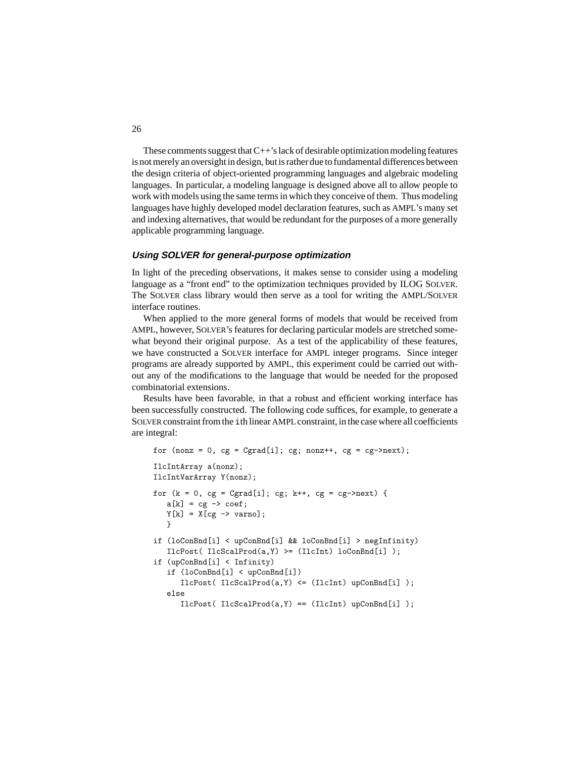These comments suggest that C++'s lack of desirable optimization modeling features is not merely an oversight in design, but is rather due to fundamental differences between the design criteria of object-oriented programming languages and algebraic modeling languages. In particular, a modeling language is designed above all to allow people to work with models using the same terms in which they conceive of them. Thus modeling languages have highly developed model declaration features, such as AMPL's many set and indexing alternatives, that would be redundant for the purposes of a more generally applicable programming language.

### *Using SOLVER for general-purpose optimization*

In light of the preceding observations, it makes sense to consider using a modeling language as a "front end" to the optimization techniques provided by ILOG SOLVER. The SOLVER class library would then serve as a tool for writing the AMPL/SOLVER interface routines.

When applied to the more general forms of models that would be received from AMPL, however, SOLVER's features for declaring particular models are stretched somewhat beyond their original purpose. As a test of the applicability of these features, we have constructed a SOLVER interface for AMPL integer programs. Since integer programs are already supported by AMPL, this experiment could be carried out without any of the modifications to the language that would be needed for the proposed combinatorial extensions.

Results have been favorable, in that a robust and efficient working interface has been successfully constructed. The following code suffices, for example, to generate a SOLVER constraint from the `i`th linear AMPL constraint, in the case where all coefficients are integral:

```
for (nonz = 0, cg = Cgrad[i]; cg; nonz++, cg = cg->next);

IlcIntArray a(nonz);
IlcIntVarArray Y(nonz);

for (k = 0, cg = Cgrad[i]; cg; k++, cg = cg->next) {
   a[k] = cg -> coef;
   Y[k] = X[cg -> varno];
   }

if (loConBnd[i] < upConBnd[i] && loConBnd[i] > negInfinity)
   IlcPost( IlcScalProd(a,Y) >= (IlcInt) loConBnd[i] );
if (upConBnd[i] < Infinity)
   if (loConBnd[i] < upConBnd[i])
      IlcPost( IlcScalProd(a,Y) <= (IlcInt) upConBnd[i] );
   else
      IlcPost( IlcScalProd(a,Y) == (IlcInt) upConBnd[i] );
```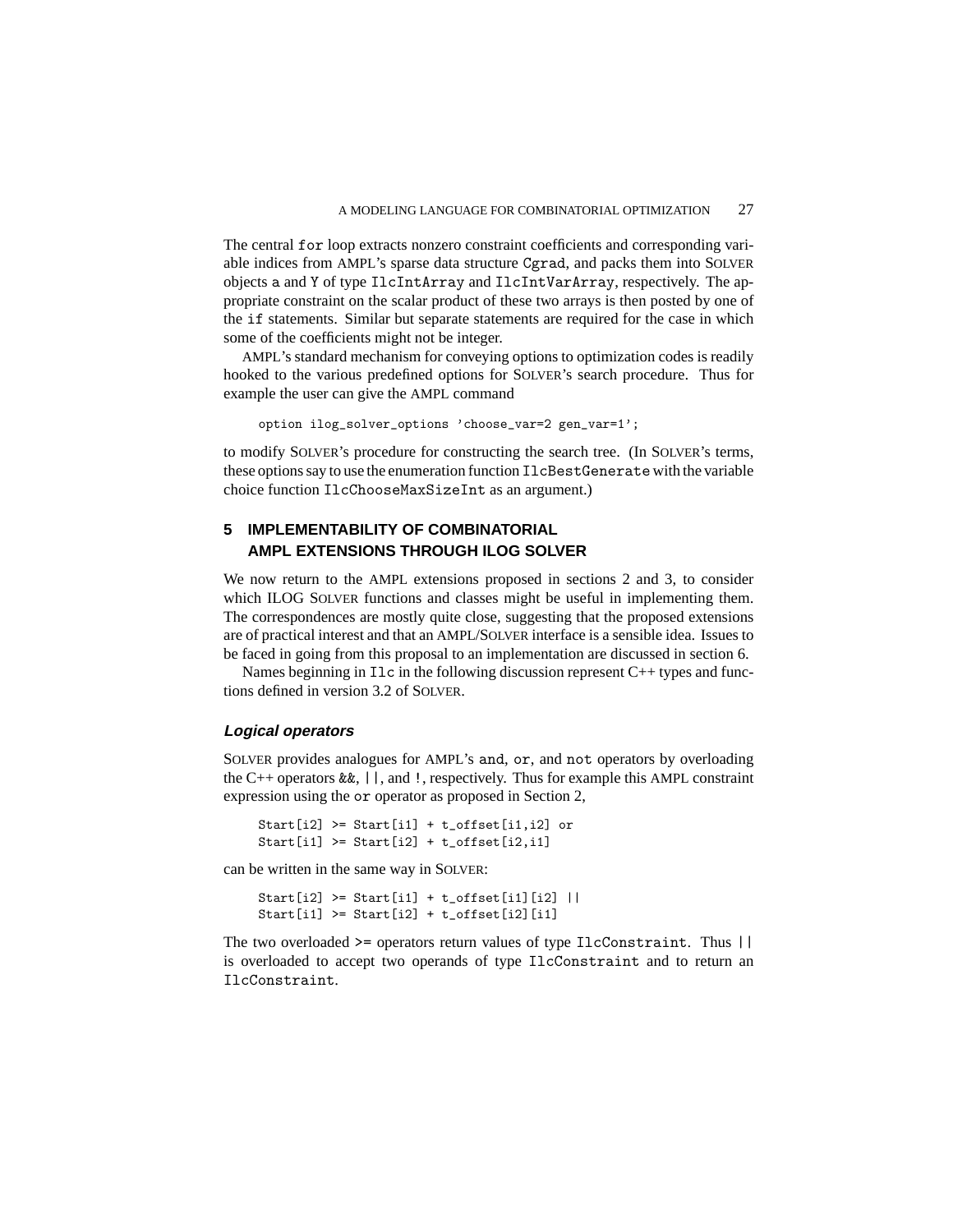The central `for` loop extracts nonzero constraint coefficients and corresponding variable indices from AMPL's sparse data structure `Cgrad`, and packs them into SOLVER objects `a` and `Y` of type `IlcIntArray` and `IlcIntVarArray`, respectively. The appropriate constraint on the scalar product of these two arrays is then posted by one of the `if` statements. Similar but separate statements are required for the case in which some of the coefficients might not be integer.

AMPL's standard mechanism for conveying options to optimization codes is readily hooked to the various predefined options for SOLVER's search procedure. Thus for example the user can give the AMPL command

```
option ilog_solver_options 'choose_var=2 gen_var=1';
```

to modify SOLVER's procedure for constructing the search tree. (In SOLVER's terms, these options say to use the enumeration function `IlcBestGenerate` with the variable choice function `IlcChooseMaxSizeInt` as an argument.)

## 5 IMPLEMENTABILITY OF COMBINATORIAL AMPL EXTENSIONS THROUGH ILOG SOLVER

We now return to the AMPL extensions proposed in sections 2 and 3, to consider which ILOG SOLVER functions and classes might be useful in implementing them. The correspondences are mostly quite close, suggesting that the proposed extensions are of practical interest and that an AMPL/SOLVER interface is a sensible idea. Issues to be faced in going from this proposal to an implementation are discussed in section 6.

Names beginning in `Ilc` in the following discussion represent C++ types and functions defined in version 3.2 of SOLVER.

### *Logical operators*

SOLVER provides analogues for AMPL's `and`, `or`, and `not` operators by overloading the C++ operators `&&`, `||`, and `!`, respectively. Thus for example this AMPL constraint expression using the `or` operator as proposed in Section 2,

```
Start[i2] >= Start[i1] + t_offset[i1,i2] or
Start[i1] >= Start[i2] + t_offset[i2,i1]
```

can be written in the same way in SOLVER:

```
Start[i2] >= Start[i1] + t_offset[i1][i2] ||
Start[i1] >= Start[i2] + t_offset[i2][i1]
```

The two overloaded `>=` operators return values of type `IlcConstraint`. Thus `||` is overloaded to accept two operands of type `IlcConstraint` and to return an `IlcConstraint`.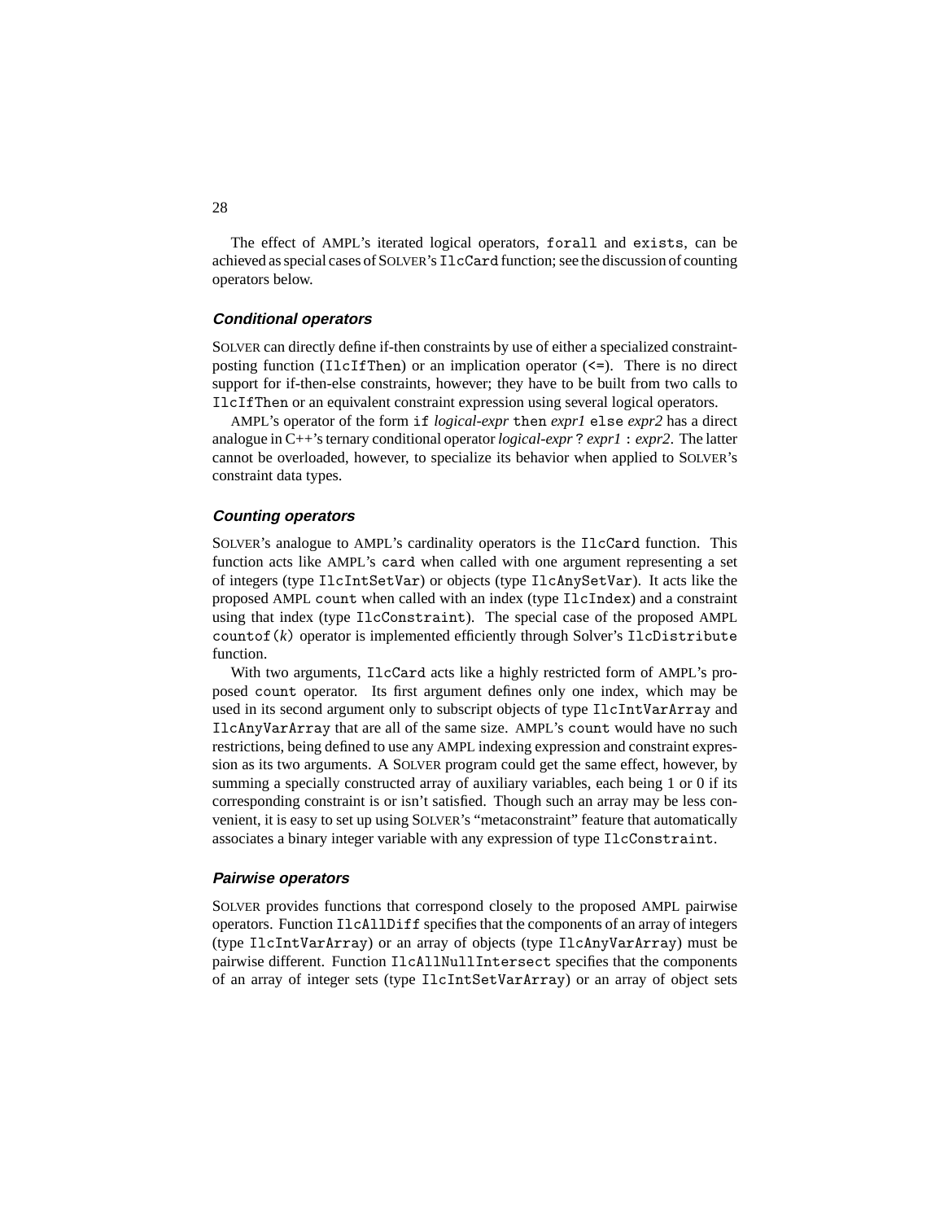The effect of AMPL's iterated logical operators, `forall` and `exists`, can be achieved as special cases of SOLVER's `IlcCard` function; see the discussion of counting operators below.

### Conditional operators

SOLVER can directly define if-then constraints by use of either a specialized constraint-posting function (`IlcIfThen`) or an implication operator (`<=`). There is no direct support for if-then-else constraints, however; they have to be built from two calls to `IlcIfThen` or an equivalent constraint expression using several logical operators.

AMPL's operator of the form `if` *logical-expr* `then` *expr1* `else` *expr2* has a direct analogue in C++'s ternary conditional operator *logical-expr* `?` *expr1* `:` *expr2*. The latter cannot be overloaded, however, to specialize its behavior when applied to SOLVER's constraint data types.

### Counting operators

SOLVER's analogue to AMPL's cardinality operators is the `IlcCard` function. This function acts like AMPL's `card` when called with one argument representing a set of integers (type `IlcIntSetVar`) or objects (type `IlcAnySetVar`). It acts like the proposed AMPL `count` when called with an index (type `IlcIndex`) and a constraint using that index (type `IlcConstraint`). The special case of the proposed AMPL `countof(`*k*`)` operator is implemented efficiently through Solver's `IlcDistribute` function.

With two arguments, `IlcCard` acts like a highly restricted form of AMPL's proposed `count` operator. Its first argument defines only one index, which may be used in its second argument only to subscript objects of type `IlcIntVarArray` and `IlcAnyVarArray` that are all of the same size. AMPL's `count` would have no such restrictions, being defined to use any AMPL indexing expression and constraint expression as its two arguments. A SOLVER program could get the same effect, however, by summing a specially constructed array of auxiliary variables, each being 1 or 0 if its corresponding constraint is or isn't satisfied. Though such an array may be less convenient, it is easy to set up using SOLVER's "metaconstraint" feature that automatically associates a binary integer variable with any expression of type `IlcConstraint`.

### Pairwise operators

SOLVER provides functions that correspond closely to the proposed AMPL pairwise operators. Function `IlcAllDiff` specifies that the components of an array of integers (type `IlcIntVarArray`) or an array of objects (type `IlcAnyVarArray`) must be pairwise different. Function `IlcAllNullIntersect` specifies that the components of an array of integer sets (type `IlcIntSetVarArray`) or an array of object sets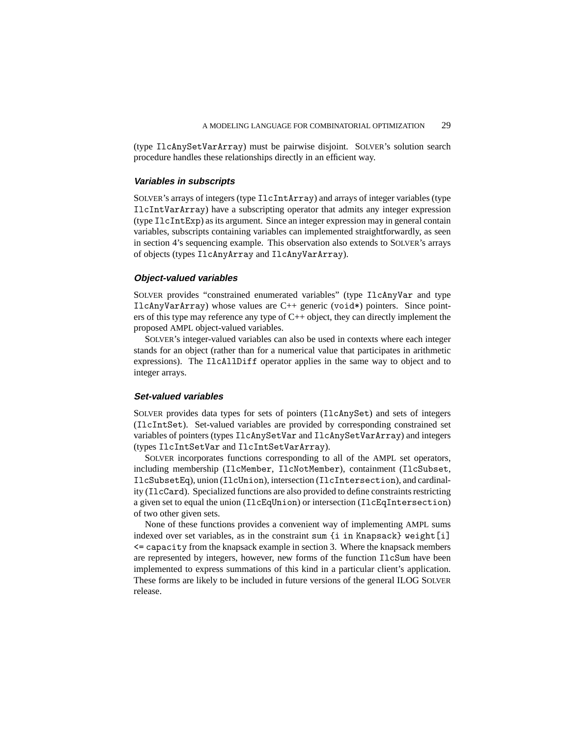(type `IlcAnySetVarArray`) must be pairwise disjoint. SOLVER's solution search procedure handles these relationships directly in an efficient way.

### *Variables in subscripts*

SOLVER's arrays of integers (type `IlcIntArray`) and arrays of integer variables (type `IlcIntVarArray`) have a subscripting operator that admits any integer expression (type `IlcIntExp`) as its argument. Since an integer expression may in general contain variables, subscripts containing variables can implemented straightforwardly, as seen in section 4's sequencing example. This observation also extends to SOLVER's arrays of objects (types `IlcAnyArray` and `IlcAnyVarArray`).

### *Object-valued variables*

SOLVER provides "constrained enumerated variables" (type `IlcAnyVar` and type `IlcAnyVarArray`) whose values are C++ generic (`void*`) pointers. Since pointers of this type may reference any type of C++ object, they can directly implement the proposed AMPL object-valued variables.

SOLVER's integer-valued variables can also be used in contexts where each integer stands for an object (rather than for a numerical value that participates in arithmetic expressions). The `IlcAllDiff` operator applies in the same way to object and to integer arrays.

### *Set-valued variables*

SOLVER provides data types for sets of pointers (`IlcAnySet`) and sets of integers (`IlcIntSet`). Set-valued variables are provided by corresponding constrained set variables of pointers (types `IlcAnySetVar` and `IlcAnySetVarArray`) and integers (types `IlcIntSetVar` and `IlcIntSetVarArray`).

SOLVER incorporates functions corresponding to all of the AMPL set operators, including membership (`IlcMember`, `IlcNotMember`), containment (`IlcSubset`, `IlcSubsetEq`), union (`IlcUnion`), intersection (`IlcIntersection`), and cardinality (`IlcCard`). Specialized functions are also provided to define constraints restricting a given set to equal the union (`IlcEqUnion`) or intersection (`IlcEqIntersection`) of two other given sets.

None of these functions provides a convenient way of implementing AMPL sums indexed over set variables, as in the constraint `sum {i in Knapsack} weight[i] <= capacity` from the knapsack example in section 3. Where the knapsack members are represented by integers, however, new forms of the function `IlcSum` have been implemented to express summations of this kind in a particular client's application. These forms are likely to be included in future versions of the general ILOG SOLVER release.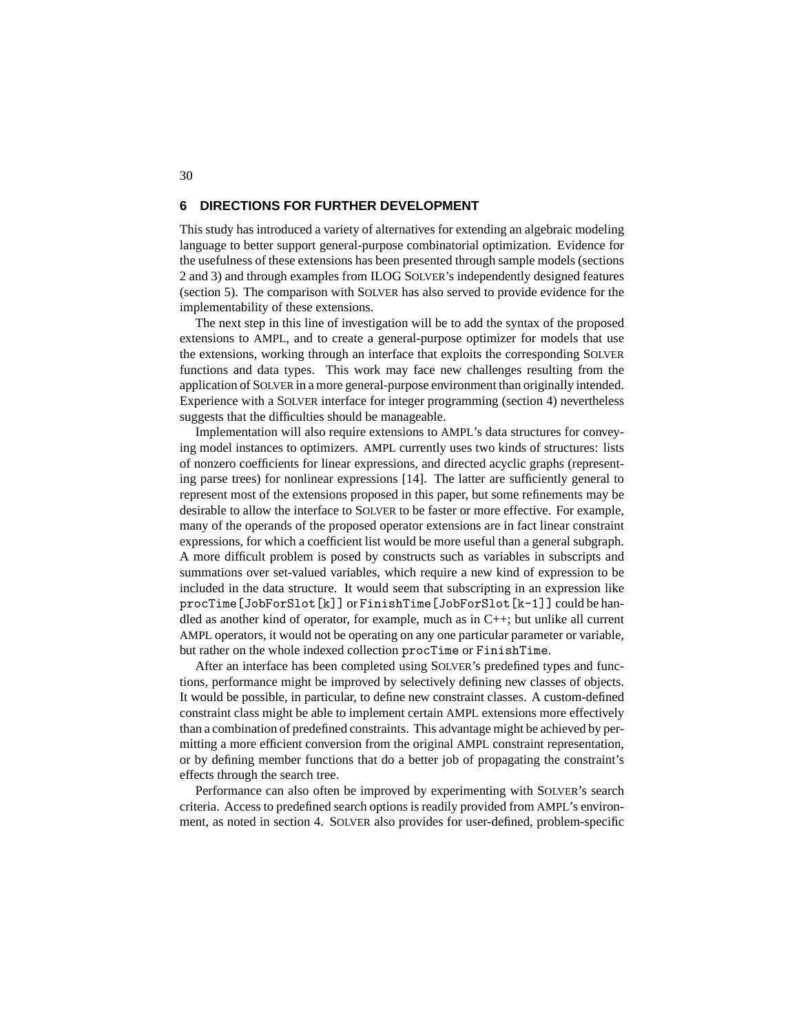## 6 DIRECTIONS FOR FURTHER DEVELOPMENT

This study has introduced a variety of alternatives for extending an algebraic modeling language to better support general-purpose combinatorial optimization. Evidence for the usefulness of these extensions has been presented through sample models (sections 2 and 3) and through examples from ILOG SOLVER's independently designed features (section 5). The comparison with SOLVER has also served to provide evidence for the implementability of these extensions.

The next step in this line of investigation will be to add the syntax of the proposed extensions to AMPL, and to create a general-purpose optimizer for models that use the extensions, working through an interface that exploits the corresponding SOLVER functions and data types. This work may face new challenges resulting from the application of SOLVER in a more general-purpose environment than originally intended. Experience with a SOLVER interface for integer programming (section 4) nevertheless suggests that the difficulties should be manageable.

Implementation will also require extensions to AMPL's data structures for conveying model instances to optimizers. AMPL currently uses two kinds of structures: lists of nonzero coefficients for linear expressions, and directed acyclic graphs (representing parse trees) for nonlinear expressions [14]. The latter are sufficiently general to represent most of the extensions proposed in this paper, but some refinements may be desirable to allow the interface to SOLVER to be faster or more effective. For example, many of the operands of the proposed operator extensions are in fact linear constraint expressions, for which a coefficient list would be more useful than a general subgraph. A more difficult problem is posed by constructs such as variables in subscripts and summations over set-valued variables, which require a new kind of expression to be included in the data structure. It would seem that subscripting in an expression like `procTime[JobForSlot[k]]` or `FinishTime[JobForSlot[k-1]]` could be handled as another kind of operator, for example, much as in C++; but unlike all current AMPL operators, it would not be operating on any one particular parameter or variable, but rather on the whole indexed collection `procTime` or `FinishTime`.

After an interface has been completed using SOLVER's predefined types and functions, performance might be improved by selectively defining new classes of objects. It would be possible, in particular, to define new constraint classes. A custom-defined constraint class might be able to implement certain AMPL extensions more effectively than a combination of predefined constraints. This advantage might be achieved by permitting a more efficient conversion from the original AMPL constraint representation, or by defining member functions that do a better job of propagating the constraint's effects through the search tree.

Performance can also often be improved by experimenting with SOLVER's search criteria. Access to predefined search options is readily provided from AMPL's environment, as noted in section 4. SOLVER also provides for user-defined, problem-specific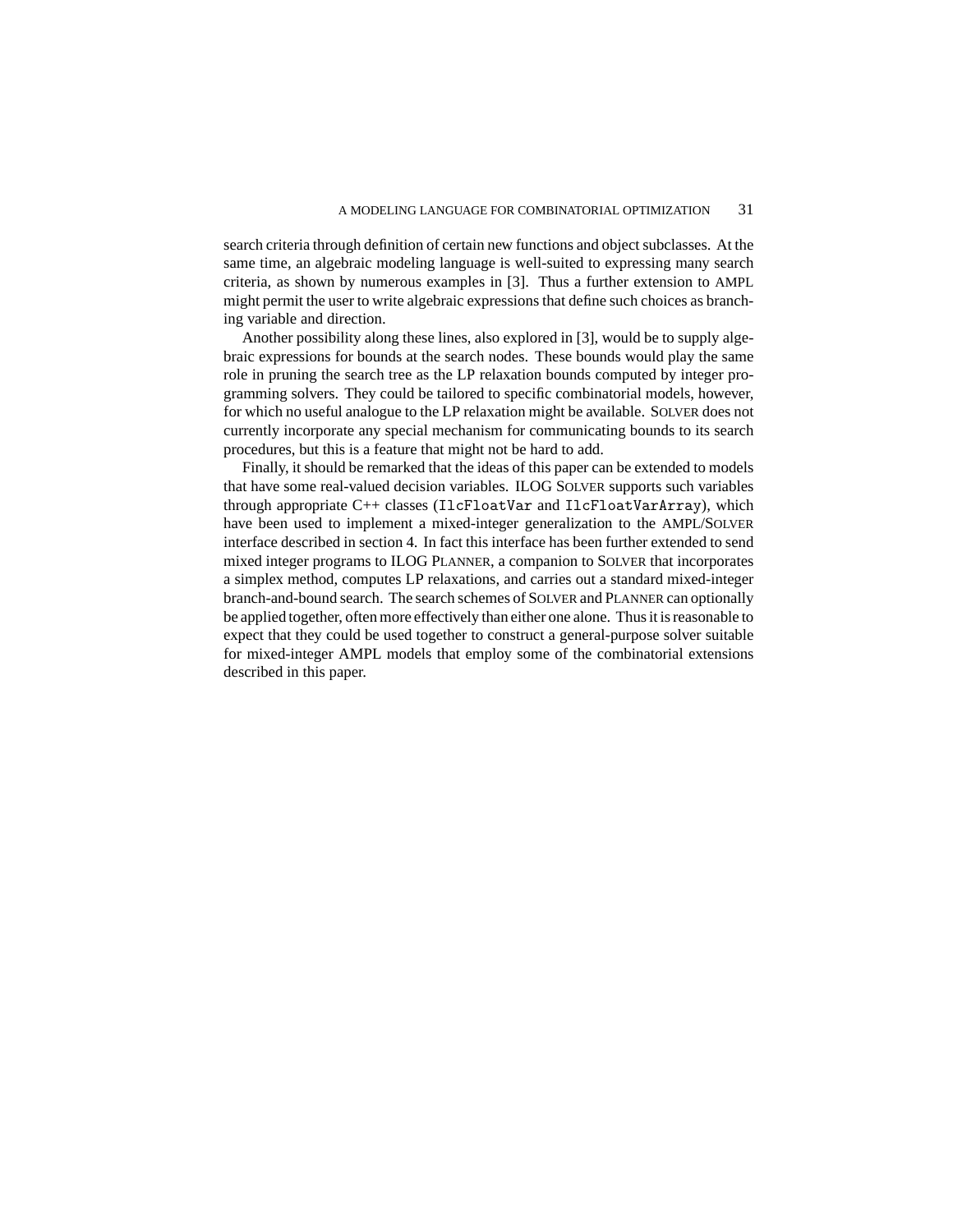search criteria through definition of certain new functions and object subclasses. At the same time, an algebraic modeling language is well-suited to expressing many search criteria, as shown by numerous examples in [3]. Thus a further extension to AMPL might permit the user to write algebraic expressions that define such choices as branching variable and direction.

Another possibility along these lines, also explored in [3], would be to supply algebraic expressions for bounds at the search nodes. These bounds would play the same role in pruning the search tree as the LP relaxation bounds computed by integer programming solvers. They could be tailored to specific combinatorial models, however, for which no useful analogue to the LP relaxation might be available. SOLVER does not currently incorporate any special mechanism for communicating bounds to its search procedures, but this is a feature that might not be hard to add.

Finally, it should be remarked that the ideas of this paper can be extended to models that have some real-valued decision variables. ILOG SOLVER supports such variables through appropriate C++ classes (`IlcFloatVar` and `IlcFloatVarArray`), which have been used to implement a mixed-integer generalization to the AMPL/SOLVER interface described in section 4. In fact this interface has been further extended to send mixed integer programs to ILOG PLANNER, a companion to SOLVER that incorporates a simplex method, computes LP relaxations, and carries out a standard mixed-integer branch-and-bound search. The search schemes of SOLVER and PLANNER can optionally be applied together, often more effectively than either one alone. Thus it is reasonable to expect that they could be used together to construct a general-purpose solver suitable for mixed-integer AMPL models that employ some of the combinatorial extensions described in this paper.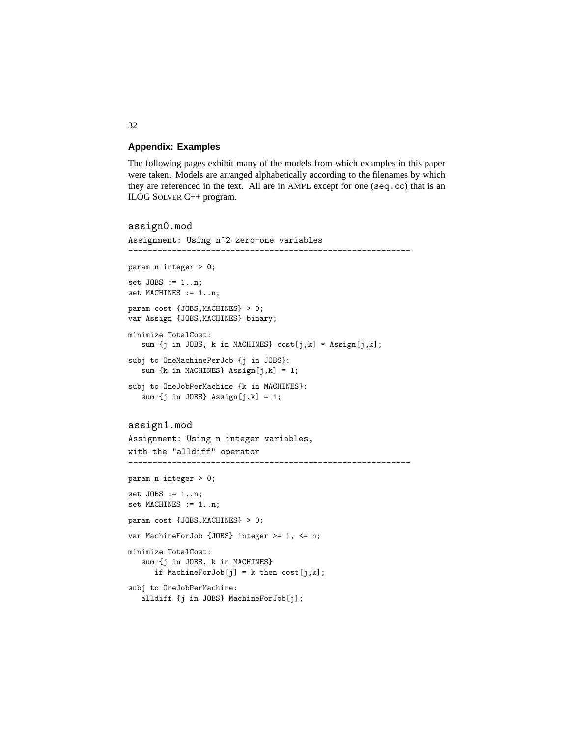## Appendix: Examples

The following pages exhibit many of the models from which examples in this paper were taken. Models are arranged alphabetically according to the filenames by which they are referenced in the text. All are in AMPL except for one (`seq.cc`) that is an ILOG SOLVER C++ program.

### assign0.mod

```
Assignment: Using n^2 zero-one variables
----------------------------------------------------------

param n integer > 0;

set JOBS := 1..n;
set MACHINES := 1..n;

param cost {JOBS,MACHINES} > 0;
var Assign {JOBS,MACHINES} binary;

minimize TotalCost:
   sum {j in JOBS, k in MACHINES} cost[j,k] * Assign[j,k];

subj to OneMachinePerJob {j in JOBS}:
   sum {k in MACHINES} Assign[j,k] = 1;

subj to OneJobPerMachine {k in MACHINES}:
   sum {j in JOBS} Assign[j,k] = 1;
```

### assign1.mod

```
Assignment: Using n integer variables,
with the "alldiff" operator
----------------------------------------------------------

param n integer > 0;

set JOBS := 1..n;
set MACHINES := 1..n;

param cost {JOBS,MACHINES} > 0;

var MachineForJob {JOBS} integer >= 1, <= n;

minimize TotalCost:
   sum {j in JOBS, k in MACHINES}
      if MachineForJob[j] = k then cost[j,k];

subj to OneJobPerMachine:
   alldiff {j in JOBS} MachineForJob[j];
```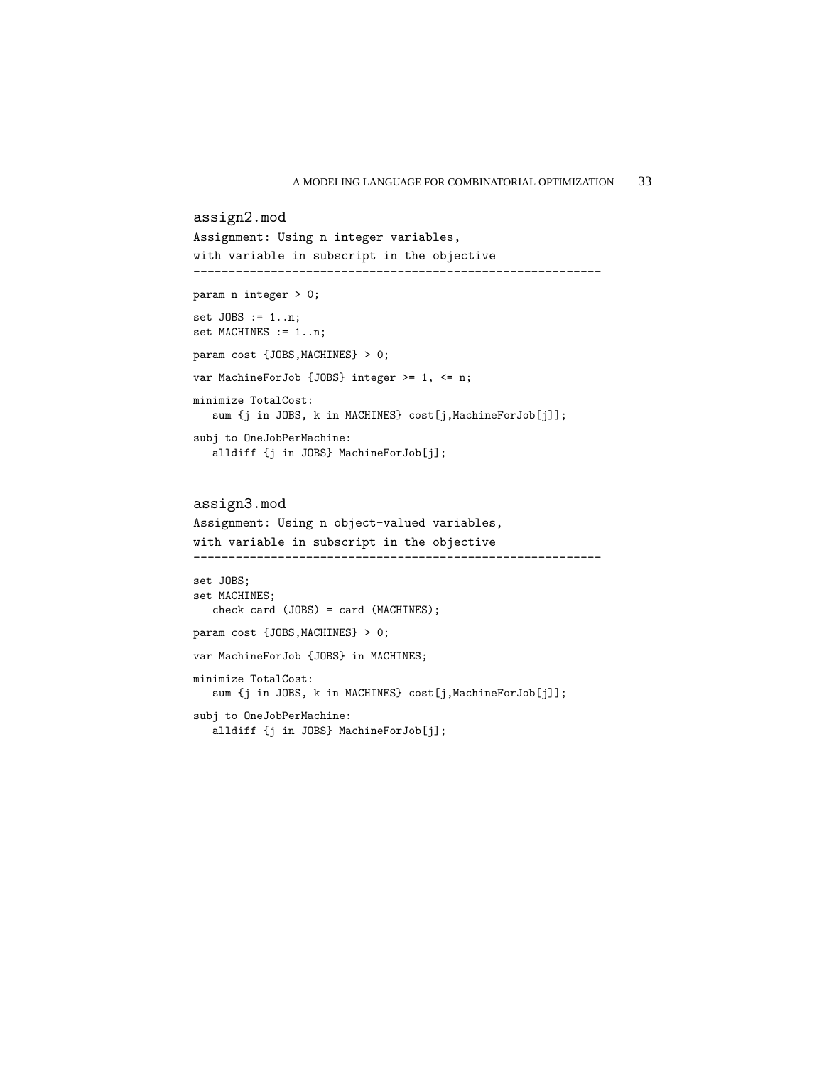assign2.mod

```
Assignment: Using n integer variables,
with variable in subscript in the objective
----------------------------------------------------------
param n integer > 0;

set JOBS := 1..n;
set MACHINES := 1..n;

param cost {JOBS,MACHINES} > 0;

var MachineForJob {JOBS} integer >= 1, <= n;

minimize TotalCost:
   sum {j in JOBS, k in MACHINES} cost[j,MachineForJob[j]];

subj to OneJobPerMachine:
   alldiff {j in JOBS} MachineForJob[j];
```

assign3.mod

```
Assignment: Using n object-valued variables,
with variable in subscript in the objective
----------------------------------------------------------
set JOBS;
set MACHINES;
   check card (JOBS) = card (MACHINES);

param cost {JOBS,MACHINES} > 0;

var MachineForJob {JOBS} in MACHINES;

minimize TotalCost:
   sum {j in JOBS, k in MACHINES} cost[j,MachineForJob[j]];

subj to OneJobPerMachine:
   alldiff {j in JOBS} MachineForJob[j];
```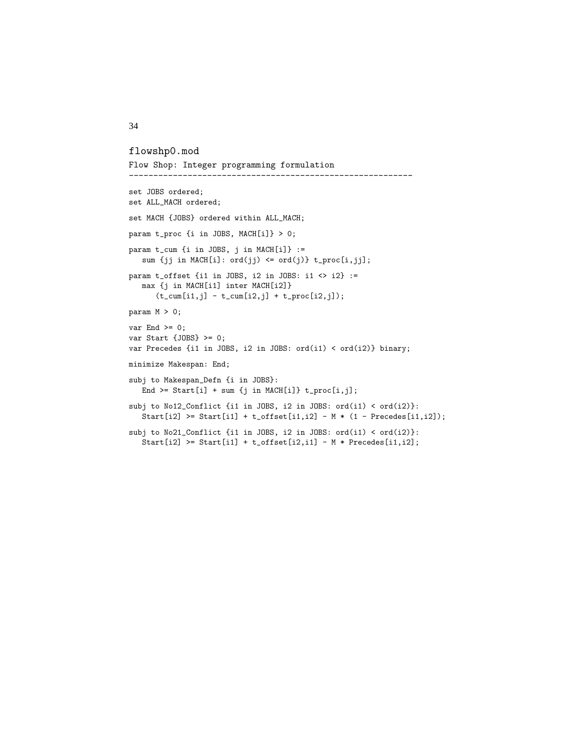## flowshp0.mod

Flow Shop: Integer programming formulation

```
set JOBS ordered;
set ALL_MACH ordered;

set MACH {JOBS} ordered within ALL_MACH;

param t_proc {i in JOBS, MACH[i]} > 0;

param t_cum {i in JOBS, j in MACH[i]} :=
   sum {jj in MACH[i]: ord(jj) <= ord(j)} t_proc[i,jj];

param t_offset {i1 in JOBS, i2 in JOBS: i1 <> i2} :=
   max {j in MACH[i1] inter MACH[i2]}
      (t_cum[i1,j] - t_cum[i2,j] + t_proc[i2,j]);

param M > 0;

var End >= 0;
var Start {JOBS} >= 0;
var Precedes {i1 in JOBS, i2 in JOBS: ord(i1) < ord(i2)} binary;

minimize Makespan: End;

subj to Makespan_Defn {i in JOBS}:
   End >= Start[i] + sum {j in MACH[i]} t_proc[i,j];

subj to No12_Conflict {i1 in JOBS, i2 in JOBS: ord(i1) < ord(i2)}:
   Start[i2] >= Start[i1] + t_offset[i1,i2] - M * (1 - Precedes[i1,i2]);

subj to No21_Conflict {i1 in JOBS, i2 in JOBS: ord(i1) < ord(i2)}:
   Start[i2] >= Start[i1] + t_offset[i2,i1] - M * Precedes[i1,i2];
```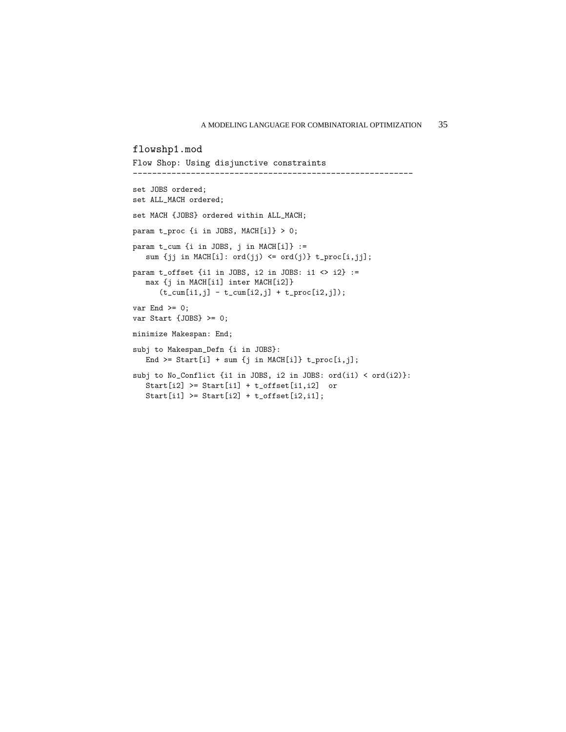flowshp1.mod

Flow Shop: Using disjunctive constraints

```
set JOBS ordered;
set ALL_MACH ordered;

set MACH {JOBS} ordered within ALL_MACH;

param t_proc {i in JOBS, MACH[i]} > 0;

param t_cum {i in JOBS, j in MACH[i]} :=
   sum {jj in MACH[i]: ord(jj) <= ord(j)} t_proc[i,jj];

param t_offset {i1 in JOBS, i2 in JOBS: i1 <> i2} :=
   max {j in MACH[i1] inter MACH[i2]}
      (t_cum[i1,j] - t_cum[i2,j] + t_proc[i2,j]);

var End >= 0;
var Start {JOBS} >= 0;

minimize Makespan: End;

subj to Makespan_Defn {i in JOBS}:
   End >= Start[i] + sum {j in MACH[i]} t_proc[i,j];

subj to No_Conflict {i1 in JOBS, i2 in JOBS: ord(i1) < ord(i2)}:
   Start[i2] >= Start[i1] + t_offset[i1,i2]  or
   Start[i1] >= Start[i2] + t_offset[i2,i1];
```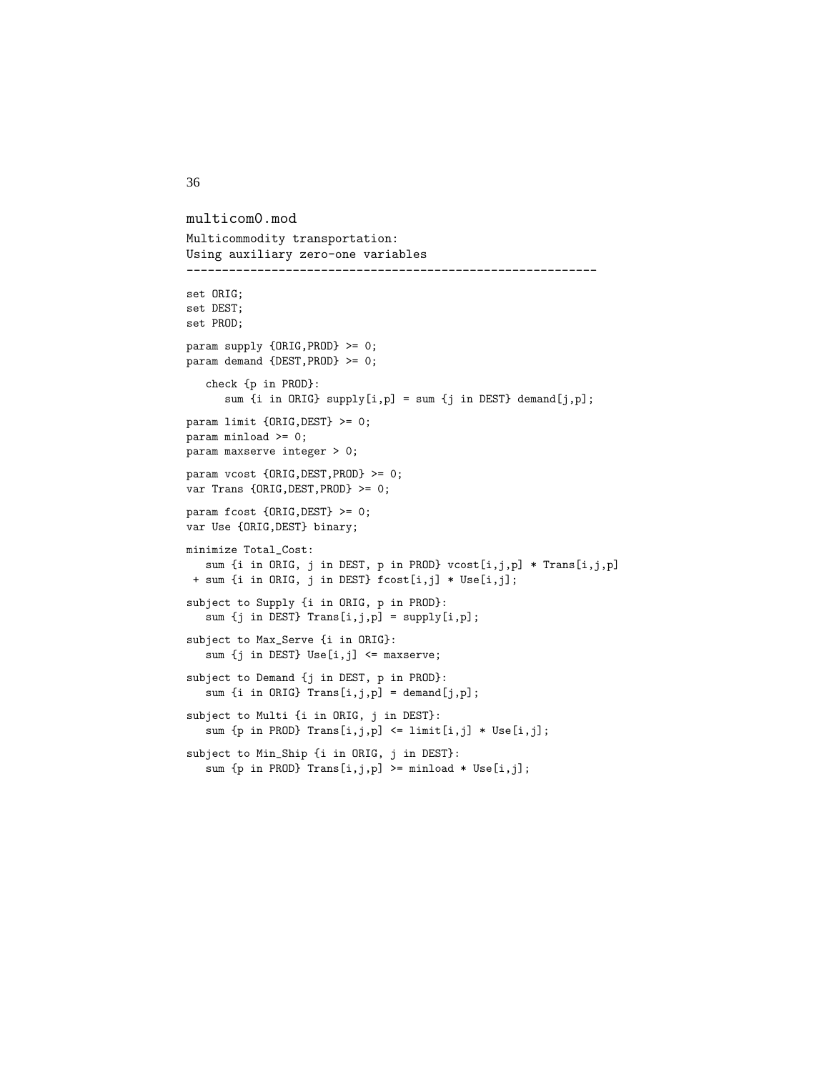## multicom0.mod

Multicommodity transportation:
Using auxiliary zero-one variables

```
set ORIG;
set DEST;
set PROD;

param supply {ORIG,PROD} >= 0;
param demand {DEST,PROD} >= 0;

   check {p in PROD}:
      sum {i in ORIG} supply[i,p] = sum {j in DEST} demand[j,p];

param limit {ORIG,DEST} >= 0;
param minload >= 0;
param maxserve integer > 0;

param vcost {ORIG,DEST,PROD} >= 0;
var Trans {ORIG,DEST,PROD} >= 0;

param fcost {ORIG,DEST} >= 0;
var Use {ORIG,DEST} binary;

minimize Total_Cost:
   sum {i in ORIG, j in DEST, p in PROD} vcost[i,j,p] * Trans[i,j,p]
 + sum {i in ORIG, j in DEST} fcost[i,j] * Use[i,j];

subject to Supply {i in ORIG, p in PROD}:
   sum {j in DEST} Trans[i,j,p] = supply[i,p];

subject to Max_Serve {i in ORIG}:
   sum {j in DEST} Use[i,j] <= maxserve;

subject to Demand {j in DEST, p in PROD}:
   sum {i in ORIG} Trans[i,j,p] = demand[j,p];

subject to Multi {i in ORIG, j in DEST}:
   sum {p in PROD} Trans[i,j,p] <= limit[i,j] * Use[i,j];

subject to Min_Ship {i in ORIG, j in DEST}:
   sum {p in PROD} Trans[i,j,p] >= minload * Use[i,j];
```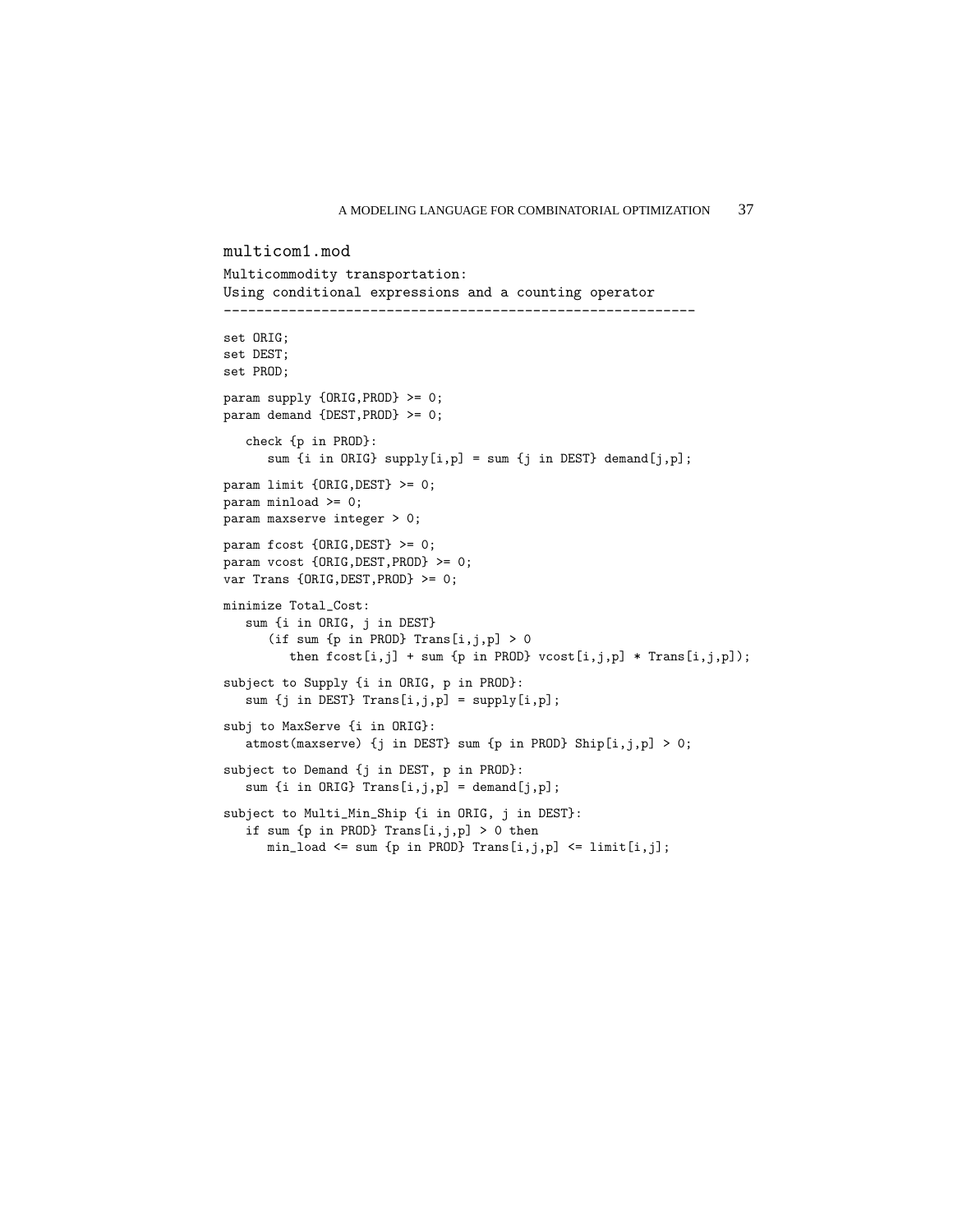multicom1.mod

Multicommodity transportation:
Using conditional expressions and a counting operator

```
set ORIG;
set DEST;
set PROD;

param supply {ORIG,PROD} >= 0;
param demand {DEST,PROD} >= 0;

   check {p in PROD}:
      sum {i in ORIG} supply[i,p] = sum {j in DEST} demand[j,p];

param limit {ORIG,DEST} >= 0;
param minload >= 0;
param maxserve integer > 0;

param fcost {ORIG,DEST} >= 0;
param vcost {ORIG,DEST,PROD} >= 0;
var Trans {ORIG,DEST,PROD} >= 0;

minimize Total_Cost:
   sum {i in ORIG, j in DEST}
      (if sum {p in PROD} Trans[i,j,p] > 0
         then fcost[i,j] + sum {p in PROD} vcost[i,j,p] * Trans[i,j,p]);

subject to Supply {i in ORIG, p in PROD}:
   sum {j in DEST} Trans[i,j,p] = supply[i,p];

subj to MaxServe {i in ORIG}:
   atmost(maxserve) {j in DEST} sum {p in PROD} Ship[i,j,p] > 0;

subject to Demand {j in DEST, p in PROD}:
   sum {i in ORIG} Trans[i,j,p] = demand[j,p];

subject to Multi_Min_Ship {i in ORIG, j in DEST}:
   if sum {p in PROD} Trans[i,j,p] > 0 then
      min_load <= sum {p in PROD} Trans[i,j,p] <= limit[i,j];
```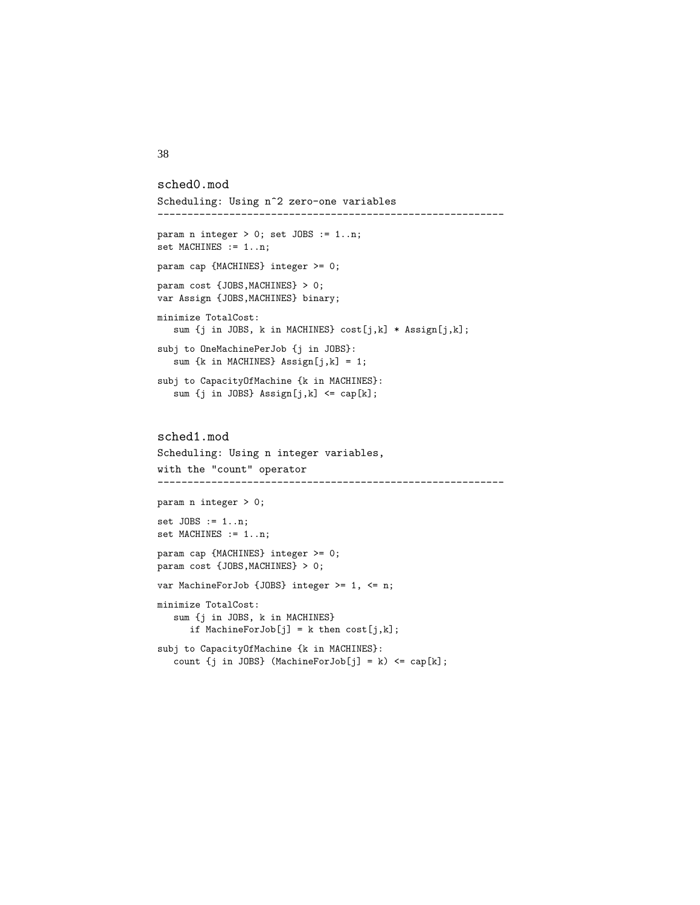sched0.mod

Scheduling: Using n^2 zero-one variables

```
param n integer > 0; set JOBS := 1..n;
set MACHINES := 1..n;

param cap {MACHINES} integer >= 0;

param cost {JOBS,MACHINES} > 0;
var Assign {JOBS,MACHINES} binary;

minimize TotalCost:
   sum {j in JOBS, k in MACHINES} cost[j,k] * Assign[j,k];

subj to OneMachinePerJob {j in JOBS}:
   sum {k in MACHINES} Assign[j,k] = 1;

subj to CapacityOfMachine {k in MACHINES}:
   sum {j in JOBS} Assign[j,k] <= cap[k];
```

sched1.mod

Scheduling: Using n integer variables, with the "count" operator

```
param n integer > 0;

set JOBS := 1..n;
set MACHINES := 1..n;

param cap {MACHINES} integer >= 0;
param cost {JOBS,MACHINES} > 0;

var MachineForJob {JOBS} integer >= 1, <= n;

minimize TotalCost:
   sum {j in JOBS, k in MACHINES}
      if MachineForJob[j] = k then cost[j,k];

subj to CapacityOfMachine {k in MACHINES}:
   count {j in JOBS} (MachineForJob[j] = k) <= cap[k];
```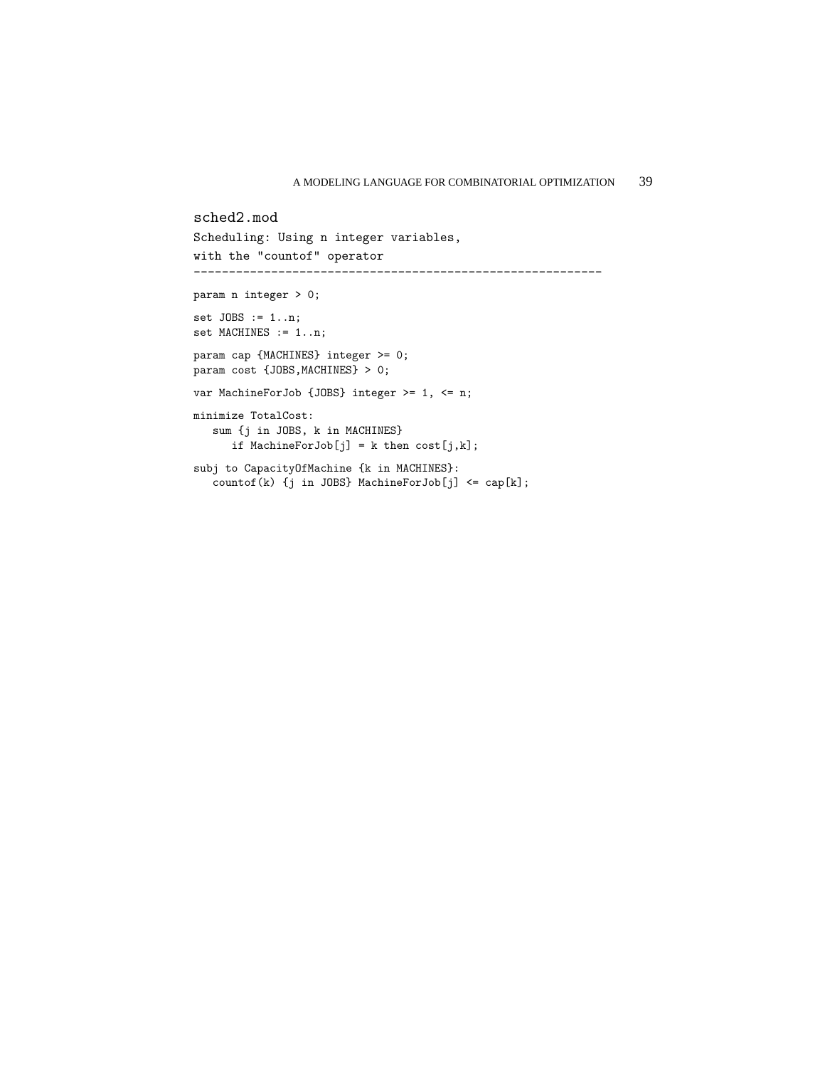sched2.mod

Scheduling: Using n integer variables,
with the "countof" operator

---

```
param n integer > 0;

set JOBS := 1..n;
set MACHINES := 1..n;

param cap {MACHINES} integer >= 0;
param cost {JOBS,MACHINES} > 0;

var MachineForJob {JOBS} integer >= 1, <= n;

minimize TotalCost:
   sum {j in JOBS, k in MACHINES}
      if MachineForJob[j] = k then cost[j,k];

subj to CapacityOfMachine {k in MACHINES}:
   countof(k) {j in JOBS} MachineForJob[j] <= cap[k];
```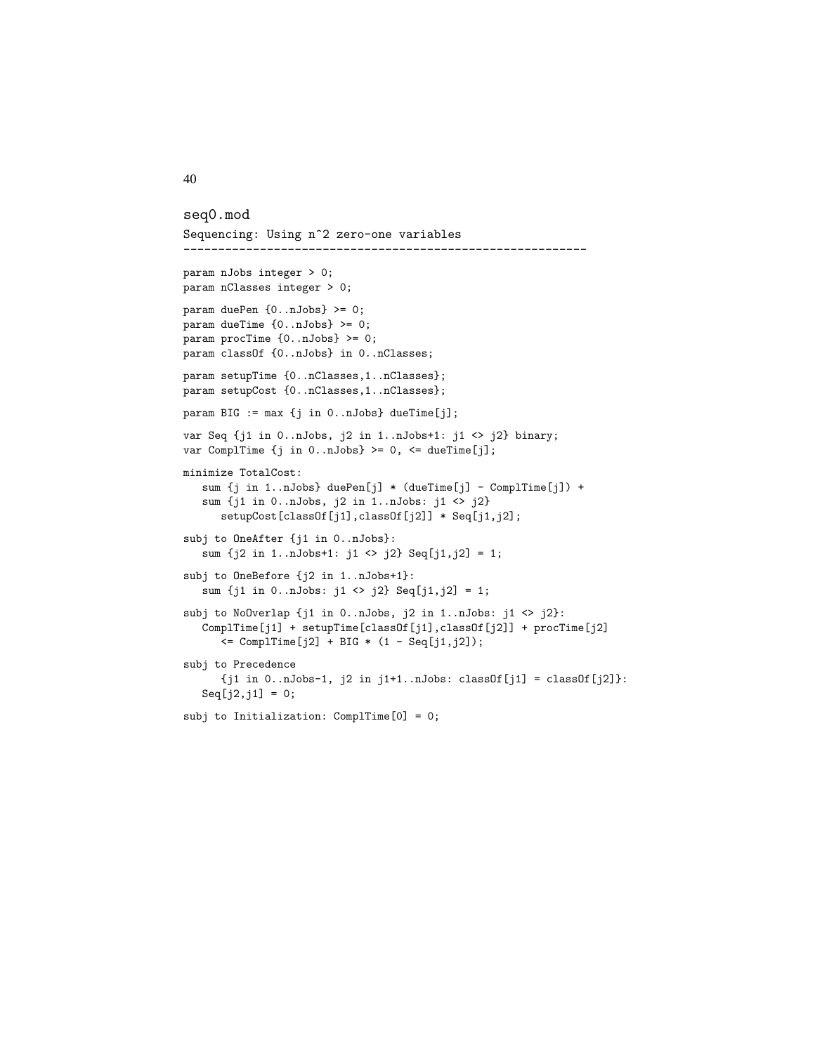## seq0.mod

Sequencing: Using n^2 zero-one variables

---

```
param nJobs integer > 0;
param nClasses integer > 0;

param duePen {0..nJobs} >= 0;
param dueTime {0..nJobs} >= 0;
param procTime {0..nJobs} >= 0;
param classOf {0..nJobs} in 0..nClasses;

param setupTime {0..nClasses,1..nClasses};
param setupCost {0..nClasses,1..nClasses};

param BIG := max {j in 0..nJobs} dueTime[j];

var Seq {j1 in 0..nJobs, j2 in 1..nJobs+1: j1 <> j2} binary;
var ComplTime {j in 0..nJobs} >= 0, <= dueTime[j];

minimize TotalCost:
   sum {j in 1..nJobs} duePen[j] * (dueTime[j] - ComplTime[j]) +
   sum {j1 in 0..nJobs, j2 in 1..nJobs: j1 <> j2}
      setupCost[classOf[j1],classOf[j2]] * Seq[j1,j2];

subj to OneAfter {j1 in 0..nJobs}:
   sum {j2 in 1..nJobs+1: j1 <> j2} Seq[j1,j2] = 1;

subj to OneBefore {j2 in 1..nJobs+1}:
   sum {j1 in 0..nJobs: j1 <> j2} Seq[j1,j2] = 1;

subj to NoOverlap {j1 in 0..nJobs, j2 in 1..nJobs: j1 <> j2}:
   ComplTime[j1] + setupTime[classOf[j1],classOf[j2]] + procTime[j2]
      <= ComplTime[j2] + BIG * (1 - Seq[j1,j2]);

subj to Precedence
      {j1 in 0..nJobs-1, j2 in j1+1..nJobs: classOf[j1] = classOf[j2]}:
   Seq[j2,j1] = 0;

subj to Initialization: ComplTime[0] = 0;
```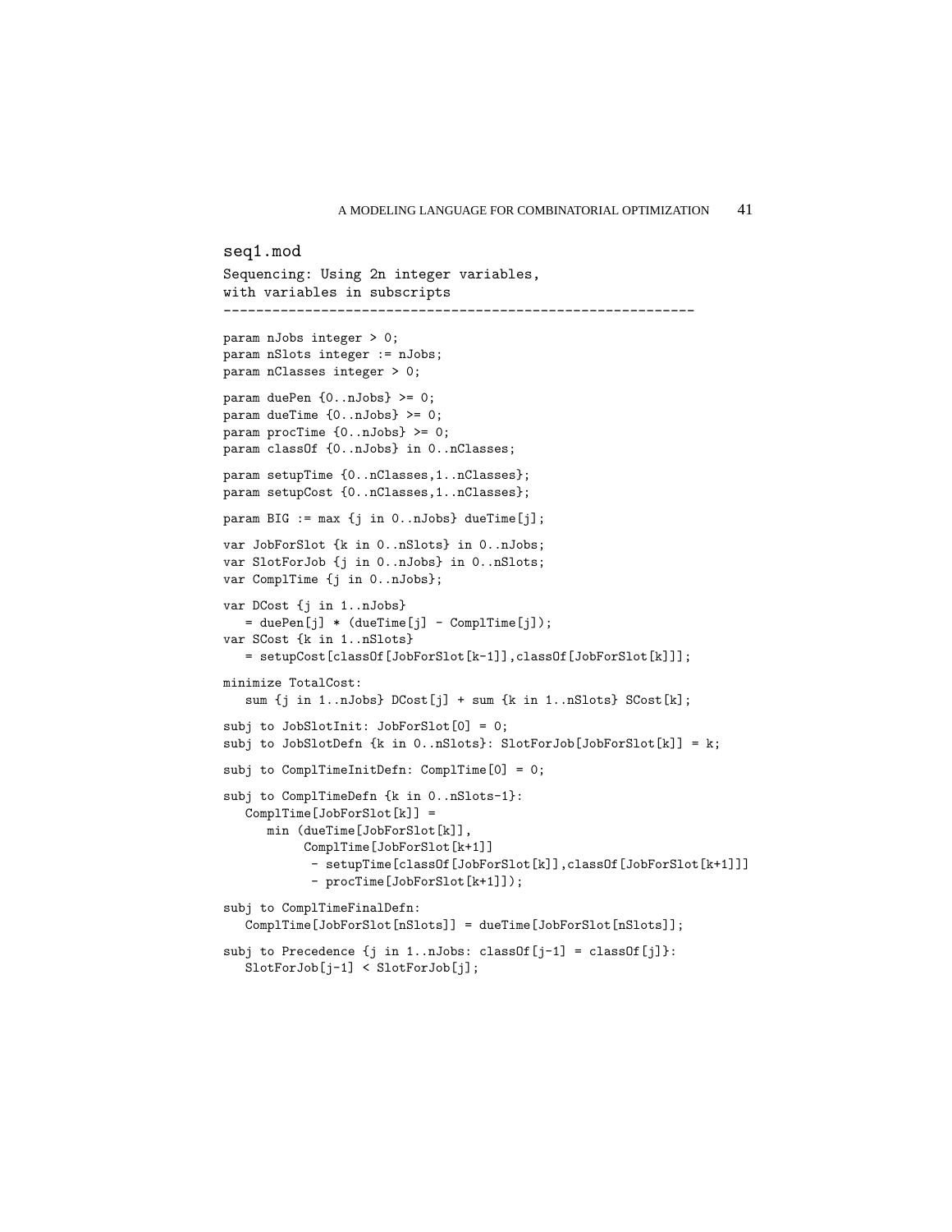seq1.mod

```
Sequencing: Using 2n integer variables,
with variables in subscripts
----------------------------------------------------------

param nJobs integer > 0;
param nSlots integer := nJobs;
param nClasses integer > 0;

param duePen {0..nJobs} >= 0;
param dueTime {0..nJobs} >= 0;
param procTime {0..nJobs} >= 0;
param classOf {0..nJobs} in 0..nClasses;

param setupTime {0..nClasses,1..nClasses};
param setupCost {0..nClasses,1..nClasses};

param BIG := max {j in 0..nJobs} dueTime[j];

var JobForSlot {k in 0..nSlots} in 0..nJobs;
var SlotForJob {j in 0..nJobs} in 0..nSlots;
var ComplTime {j in 0..nJobs};

var DCost {j in 1..nJobs}
   = duePen[j] * (dueTime[j] - ComplTime[j]);
var SCost {k in 1..nSlots}
   = setupCost[classOf[JobForSlot[k-1]],classOf[JobForSlot[k]]];

minimize TotalCost:
   sum {j in 1..nJobs} DCost[j] + sum {k in 1..nSlots} SCost[k];

subj to JobSlotInit: JobForSlot[0] = 0;
subj to JobSlotDefn {k in 0..nSlots}: SlotForJob[JobForSlot[k]] = k;

subj to ComplTimeInitDefn: ComplTime[0] = 0;

subj to ComplTimeDefn {k in 0..nSlots-1}:
   ComplTime[JobForSlot[k]] =
      min (dueTime[JobForSlot[k]],
           ComplTime[JobForSlot[k+1]]
            - setupTime[classOf[JobForSlot[k]],classOf[JobForSlot[k+1]]]
            - procTime[JobForSlot[k+1]]);

subj to ComplTimeFinalDefn:
   ComplTime[JobForSlot[nSlots]] = dueTime[JobForSlot[nSlots]];

subj to Precedence {j in 1..nJobs: classOf[j-1] = classOf[j]}:
   SlotForJob[j-1] < SlotForJob[j];
```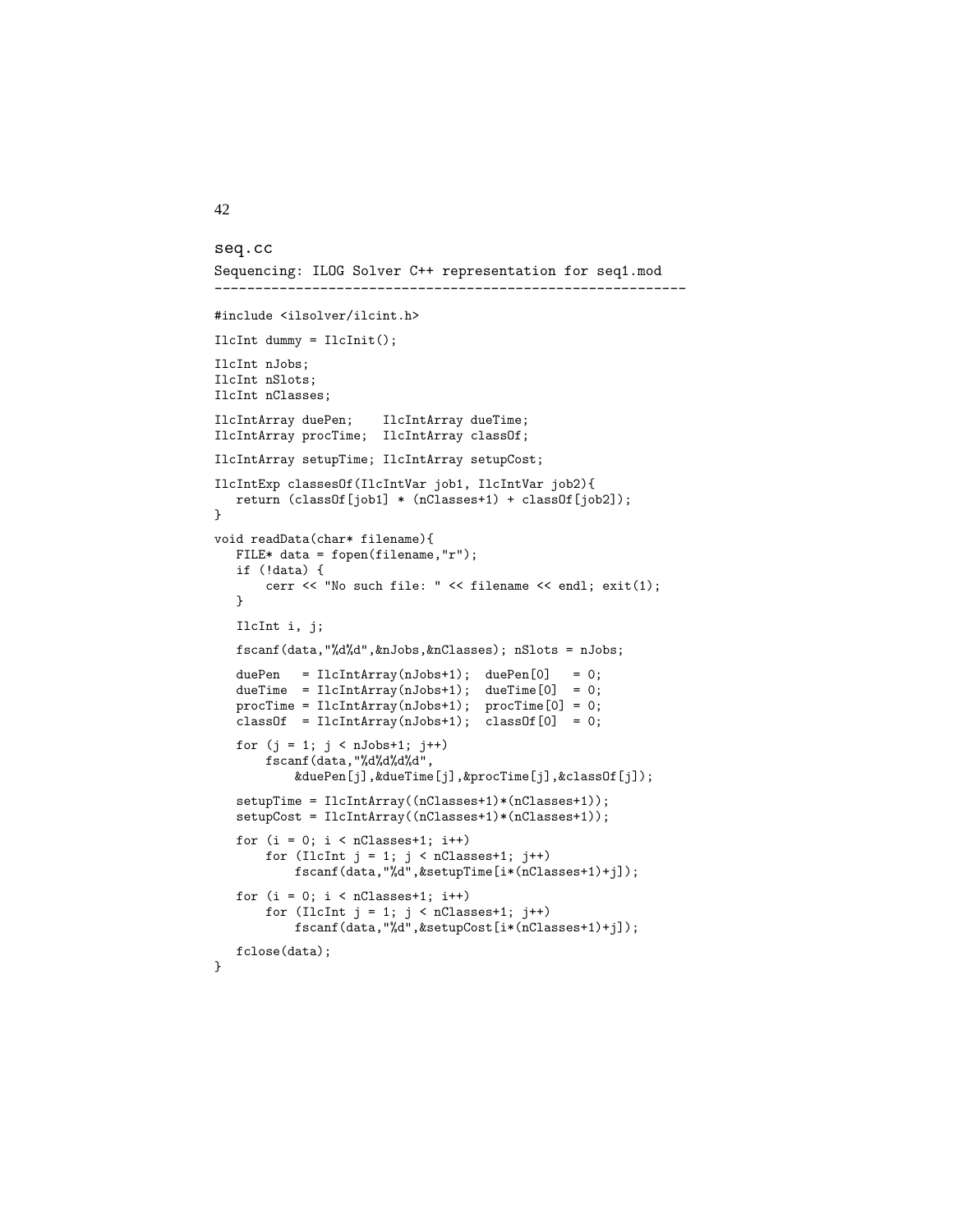seq.cc

Sequencing: ILOG Solver C++ representation for seq1.mod

---

```
#include <ilsolver/ilcint.h>

IlcInt dummy = IlcInit();

IlcInt nJobs;
IlcInt nSlots;
IlcInt nClasses;

IlcIntArray duePen;    IlcIntArray dueTime;
IlcIntArray procTime;  IlcIntArray classOf;

IlcIntArray setupTime; IlcIntArray setupCost;

IlcIntExp classesOf(IlcIntVar job1, IlcIntVar job2){
   return (classOf[job1] * (nClasses+1) + classOf[job2]);
}

void readData(char* filename){
   FILE* data = fopen(filename,"r");
   if (!data) {
       cerr << "No such file: " << filename << endl; exit(1);
   }

   IlcInt i, j;

   fscanf(data,"%d%d",&nJobs,&nClasses); nSlots = nJobs;

   duePen   = IlcIntArray(nJobs+1);  duePen[0]   = 0;
   dueTime  = IlcIntArray(nJobs+1);  dueTime[0]  = 0;
   procTime = IlcIntArray(nJobs+1);  procTime[0] = 0;
   classOf  = IlcIntArray(nJobs+1);  classOf[0]  = 0;

   for (j = 1; j < nJobs+1; j++)
       fscanf(data,"%d%d%d%d",
           &duePen[j],&dueTime[j],&procTime[j],&classOf[j]);

   setupTime = IlcIntArray((nClasses+1)*(nClasses+1));
   setupCost = IlcIntArray((nClasses+1)*(nClasses+1));

   for (i = 0; i < nClasses+1; i++)
       for (IlcInt j = 1; j < nClasses+1; j++)
           fscanf(data,"%d",&setupTime[i*(nClasses+1)+j]);

   for (i = 0; i < nClasses+1; i++)
       for (IlcInt j = 1; j < nClasses+1; j++)
           fscanf(data,"%d",&setupCost[i*(nClasses+1)+j]);

   fclose(data);
}
```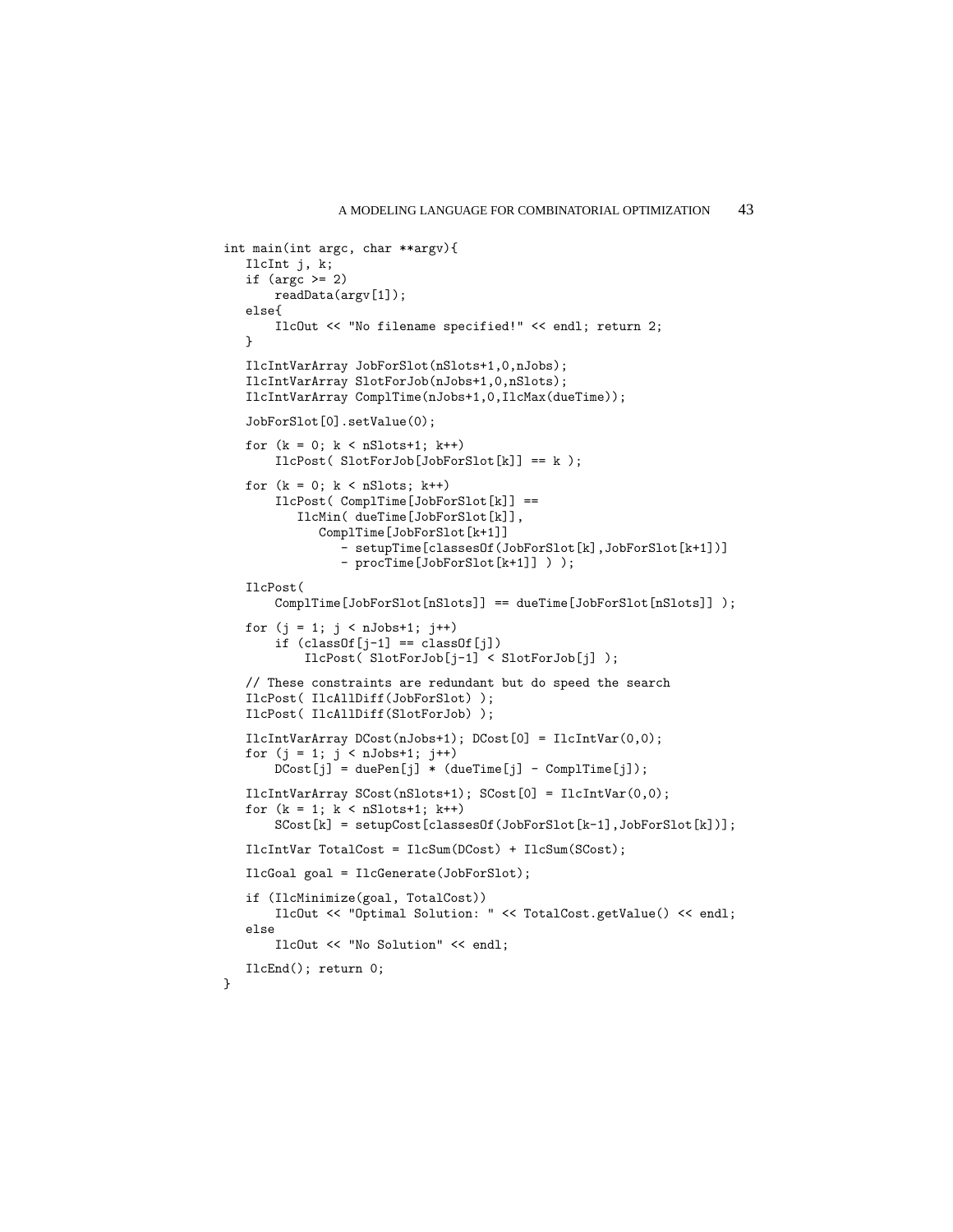```
int main(int argc, char **argv){
   IlcInt j, k;
   if (argc >= 2)
       readData(argv[1]);
   else{
       IlcOut << "No filename specified!" << endl; return 2;
   }

   IlcIntVarArray JobForSlot(nSlots+1,0,nJobs);
   IlcIntVarArray SlotForJob(nJobs+1,0,nSlots);
   IlcIntVarArray ComplTime(nJobs+1,0,IlcMax(dueTime));

   JobForSlot[0].setValue(0);

   for (k = 0; k < nSlots+1; k++)
       IlcPost( SlotForJob[JobForSlot[k]] == k );

   for (k = 0; k < nSlots; k++)
       IlcPost( ComplTime[JobForSlot[k]] ==
          IlcMin( dueTime[JobForSlot[k]],
             ComplTime[JobForSlot[k+1]]
                - setupTime[classesOf(JobForSlot[k],JobForSlot[k+1])]
                - procTime[JobForSlot[k+1]] ) );

   IlcPost(
       ComplTime[JobForSlot[nSlots]] == dueTime[JobForSlot[nSlots]] );

   for (j = 1; j < nJobs+1; j++)
       if (classOf[j-1] == classOf[j])
           IlcPost( SlotForJob[j-1] < SlotForJob[j] );

   // These constraints are redundant but do speed the search
   IlcPost( IlcAllDiff(JobForSlot) );
   IlcPost( IlcAllDiff(SlotForJob) );

   IlcIntVarArray DCost(nJobs+1); DCost[0] = IlcIntVar(0,0);
   for (j = 1; j < nJobs+1; j++)
       DCost[j] = duePen[j] * (dueTime[j] - ComplTime[j]);

   IlcIntVarArray SCost(nSlots+1); SCost[0] = IlcIntVar(0,0);
   for (k = 1; k < nSlots+1; k++)
       SCost[k] = setupCost[classesOf(JobForSlot[k-1],JobForSlot[k])];

   IlcIntVar TotalCost = IlcSum(DCost) + IlcSum(SCost);

   IlcGoal goal = IlcGenerate(JobForSlot);

   if (IlcMinimize(goal, TotalCost))
       IlcOut << "Optimal Solution: " << TotalCost.getValue() << endl;
   else
       IlcOut << "No Solution" << endl;

   IlcEnd(); return 0;
}
```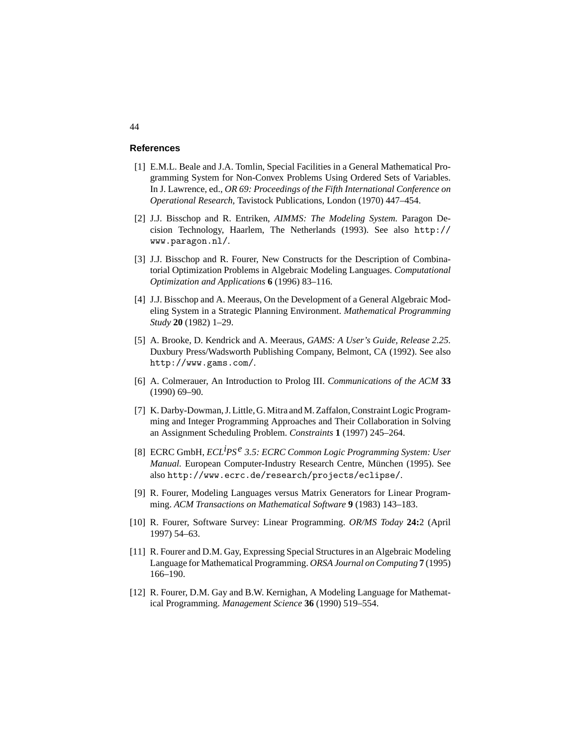## References

[1] E.M.L. Beale and J.A. Tomlin, Special Facilities in a General Mathematical Programming System for Non-Convex Problems Using Ordered Sets of Variables. In J. Lawrence, ed., *OR 69: Proceedings of the Fifth International Conference on Operational Research,* Tavistock Publications, London (1970) 447–454.

[2] J.J. Bisschop and R. Entriken, *AIMMS: The Modeling System.* Paragon Decision Technology, Haarlem, The Netherlands (1993). See also `http://www.paragon.nl/`.

[3] J.J. Bisschop and R. Fourer, New Constructs for the Description of Combinatorial Optimization Problems in Algebraic Modeling Languages. *Computational Optimization and Applications* **6** (1996) 83–116.

[4] J.J. Bisschop and A. Meeraus, On the Development of a General Algebraic Modeling System in a Strategic Planning Environment. *Mathematical Programming Study* **20** (1982) 1–29.

[5] A. Brooke, D. Kendrick and A. Meeraus, *GAMS: A User's Guide, Release 2.25.* Duxbury Press/Wadsworth Publishing Company, Belmont, CA (1992). See also `http://www.gams.com/`.

[6] A. Colmerauer, An Introduction to Prolog III. *Communications of the ACM* **33** (1990) 69–90.

[7] K. Darby-Dowman, J. Little, G. Mitra and M. Zaffalon, Constraint Logic Programming and Integer Programming Approaches and Their Collaboration in Solving an Assignment Scheduling Problem. *Constraints* **1** (1997) 245–264.

[8] ECRC GmbH, *ECL$^{i}$PS$^{e}$ 3.5: ECRC Common Logic Programming System: User Manual.* European Computer-Industry Research Centre, München (1995). See also `http://www.ecrc.de/research/projects/eclipse/`.

[9] R. Fourer, Modeling Languages versus Matrix Generators for Linear Programming. *ACM Transactions on Mathematical Software* **9** (1983) 143–183.

[10] R. Fourer, Software Survey: Linear Programming. *OR/MS Today* **24:**2 (April 1997) 54–63.

[11] R. Fourer and D.M. Gay, Expressing Special Structures in an Algebraic Modeling Language for Mathematical Programming. *ORSA Journal on Computing* **7** (1995) 166–190.

[12] R. Fourer, D.M. Gay and B.W. Kernighan, A Modeling Language for Mathematical Programming. *Management Science* **36** (1990) 519–554.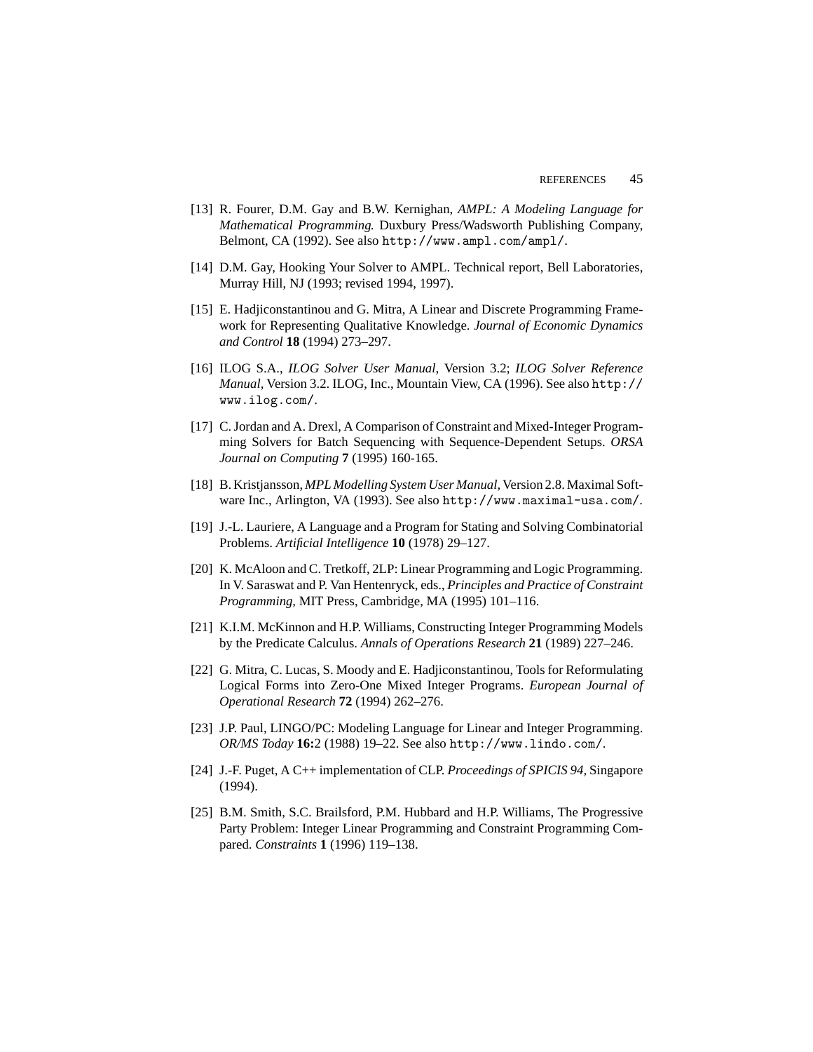[13] R. Fourer, D.M. Gay and B.W. Kernighan, *AMPL: A Modeling Language for Mathematical Programming.* Duxbury Press/Wadsworth Publishing Company, Belmont, CA (1992). See also `http://www.ampl.com/ampl/`.

[14] D.M. Gay, Hooking Your Solver to AMPL. Technical report, Bell Laboratories, Murray Hill, NJ (1993; revised 1994, 1997).

[15] E. Hadjiconstantinou and G. Mitra, A Linear and Discrete Programming Framework for Representing Qualitative Knowledge. *Journal of Economic Dynamics and Control* **18** (1994) 273–297.

[16] ILOG S.A., *ILOG Solver User Manual,* Version 3.2; *ILOG Solver Reference Manual,* Version 3.2. ILOG, Inc., Mountain View, CA (1996). See also `http://www.ilog.com/`.

[17] C. Jordan and A. Drexl, A Comparison of Constraint and Mixed-Integer Programming Solvers for Batch Sequencing with Sequence-Dependent Setups. *ORSA Journal on Computing* **7** (1995) 160-165.

[18] B. Kristjansson, *MPL Modelling System User Manual,* Version 2.8. Maximal Software Inc., Arlington, VA (1993). See also `http://www.maximal-usa.com/`.

[19] J.-L. Lauriere, A Language and a Program for Stating and Solving Combinatorial Problems. *Artificial Intelligence* **10** (1978) 29–127.

[20] K. McAloon and C. Tretkoff, 2LP: Linear Programming and Logic Programming. In V. Saraswat and P. Van Hentenryck, eds., *Principles and Practice of Constraint Programming,* MIT Press, Cambridge, MA (1995) 101–116.

[21] K.I.M. McKinnon and H.P. Williams, Constructing Integer Programming Models by the Predicate Calculus. *Annals of Operations Research* **21** (1989) 227–246.

[22] G. Mitra, C. Lucas, S. Moody and E. Hadjiconstantinou, Tools for Reformulating Logical Forms into Zero-One Mixed Integer Programs. *European Journal of Operational Research* **72** (1994) 262–276.

[23] J.P. Paul, LINGO/PC: Modeling Language for Linear and Integer Programming. *OR/MS Today* **16:**2 (1988) 19–22. See also `http://www.lindo.com/`.

[24] J.-F. Puget, A C++ implementation of CLP. *Proceedings of SPICIS 94,* Singapore (1994).

[25] B.M. Smith, S.C. Brailsford, P.M. Hubbard and H.P. Williams, The Progressive Party Problem: Integer Linear Programming and Constraint Programming Compared. *Constraints* **1** (1996) 119–138.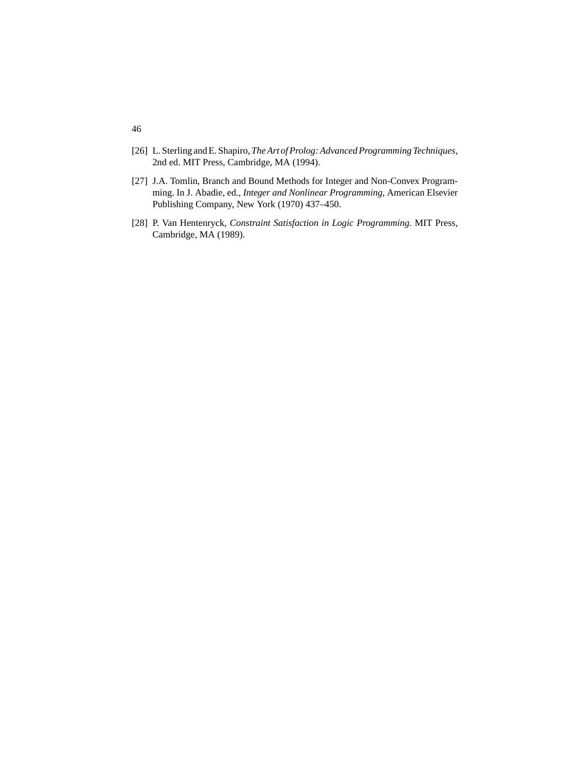[26] L. Sterling and E. Shapiro, *The Art of Prolog: Advanced Programming Techniques,* 2nd ed. MIT Press, Cambridge, MA (1994).

[27] J.A. Tomlin, Branch and Bound Methods for Integer and Non-Convex Programming. In J. Abadie, ed., *Integer and Nonlinear Programming,* American Elsevier Publishing Company, New York (1970) 437–450.

[28] P. Van Hentenryck, *Constraint Satisfaction in Logic Programming.* MIT Press, Cambridge, MA (1989).